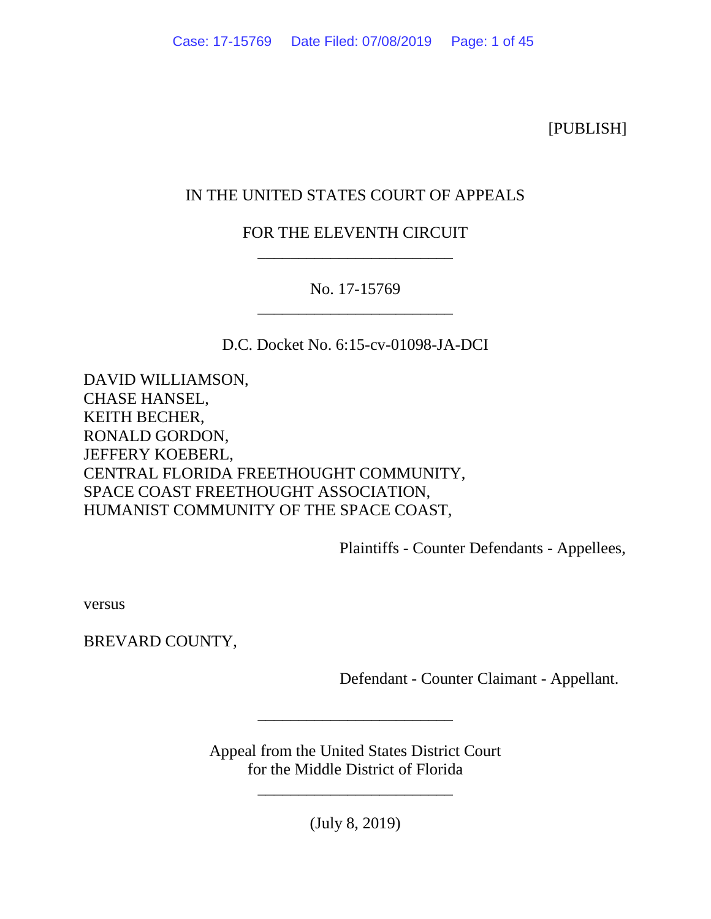[PUBLISH]

IN THE UNITED STATES COURT OF APPEALS

FOR THE ELEVENTH CIRCUIT

________________________

No. 17-15769

________________________

D.C. Docket No. 6:15-cv-01098-JA-DCI

DAVID WILLIAMSON,
CHASE HANSEL,
KEITH BECHER,
RONALD GORDON,
JEFFERY KOEBERL,
CENTRAL FLORIDA FREETHOUGHT COMMUNITY,
SPACE COAST FREETHOUGHT ASSOCIATION,
HUMANIST COMMUNITY OF THE SPACE COAST,

Plaintiffs - Counter Defendants - Appellees,

versus

BREVARD COUNTY,

Defendant - Counter Claimant - Appellant.

________________________

Appeal from the United States District Court
for the Middle District of Florida

________________________

(July 8, 2019)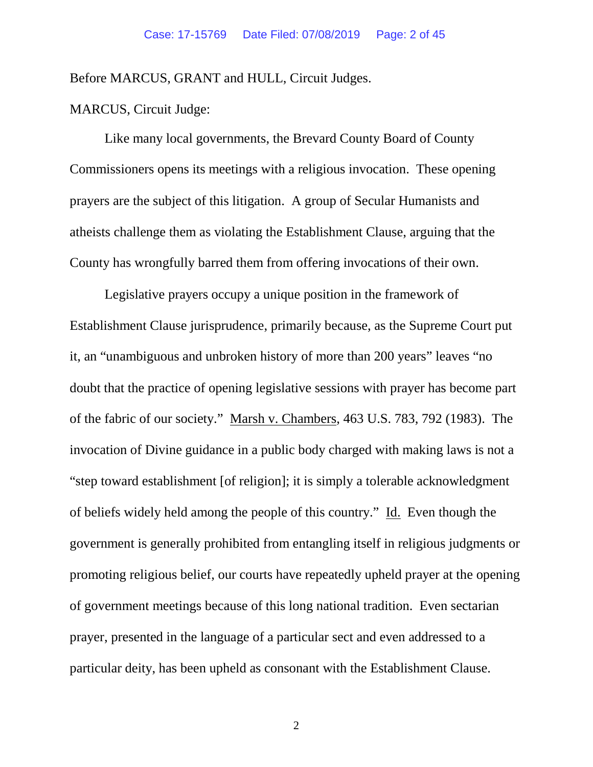Before MARCUS, GRANT and HULL, Circuit Judges.

MARCUS, Circuit Judge:

Like many local governments, the Brevard County Board of County Commissioners opens its meetings with a religious invocation. These opening prayers are the subject of this litigation. A group of Secular Humanists and atheists challenge them as violating the Establishment Clause, arguing that the County has wrongfully barred them from offering invocations of their own.

Legislative prayers occupy a unique position in the framework of Establishment Clause jurisprudence, primarily because, as the Supreme Court put it, an "unambiguous and unbroken history of more than 200 years" leaves "no doubt that the practice of opening legislative sessions with prayer has become part of the fabric of our society." Marsh v. Chambers, 463 U.S. 783, 792 (1983). The invocation of Divine guidance in a public body charged with making laws is not a "step toward establishment [of religion]; it is simply a tolerable acknowledgment of beliefs widely held among the people of this country." Id. Even though the government is generally prohibited from entangling itself in religious judgments or promoting religious belief, our courts have repeatedly upheld prayer at the opening of government meetings because of this long national tradition. Even sectarian prayer, presented in the language of a particular sect and even addressed to a particular deity, has been upheld as consonant with the Establishment Clause.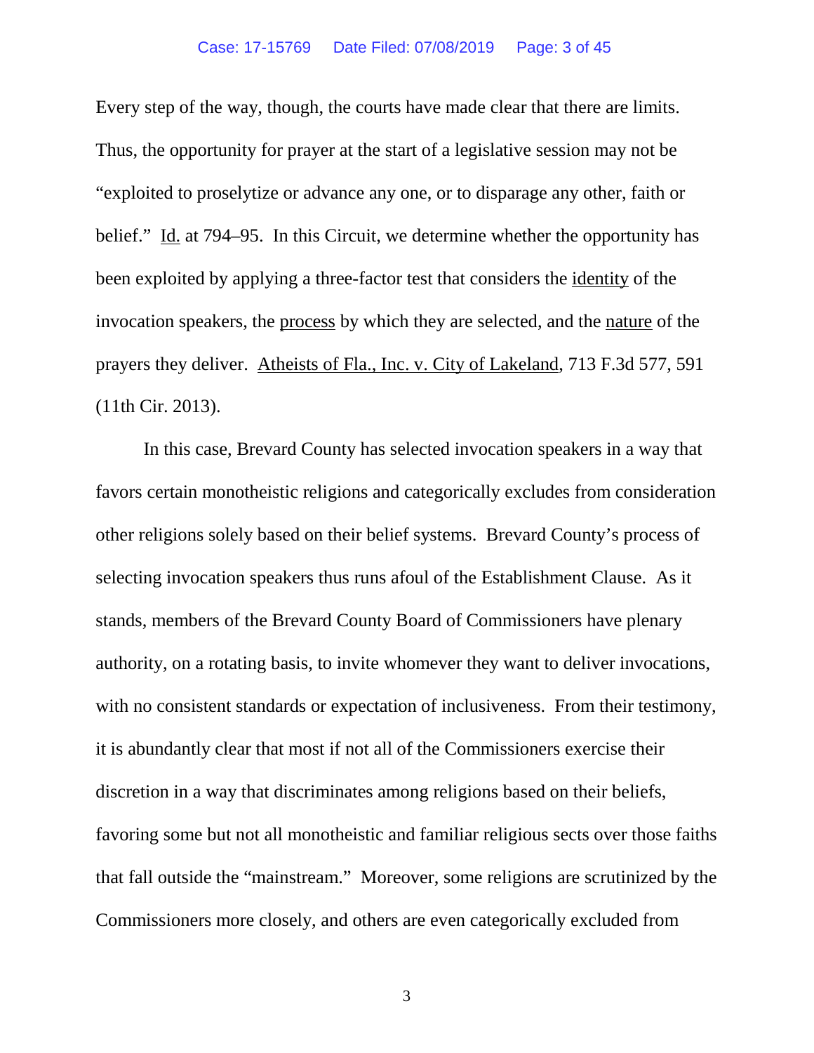Every step of the way, though, the courts have made clear that there are limits. Thus, the opportunity for prayer at the start of a legislative session may not be "exploited to proselytize or advance any one, or to disparage any other, faith or belief." Id. at 794–95. In this Circuit, we determine whether the opportunity has been exploited by applying a three-factor test that considers the identity of the invocation speakers, the process by which they are selected, and the nature of the prayers they deliver. Atheists of Fla., Inc. v. City of Lakeland, 713 F.3d 577, 591 (11th Cir. 2013).

In this case, Brevard County has selected invocation speakers in a way that favors certain monotheistic religions and categorically excludes from consideration other religions solely based on their belief systems. Brevard County's process of selecting invocation speakers thus runs afoul of the Establishment Clause. As it stands, members of the Brevard County Board of Commissioners have plenary authority, on a rotating basis, to invite whomever they want to deliver invocations, with no consistent standards or expectation of inclusiveness. From their testimony, it is abundantly clear that most if not all of the Commissioners exercise their discretion in a way that discriminates among religions based on their beliefs, favoring some but not all monotheistic and familiar religious sects over those faiths that fall outside the "mainstream." Moreover, some religions are scrutinized by the Commissioners more closely, and others are even categorically excluded from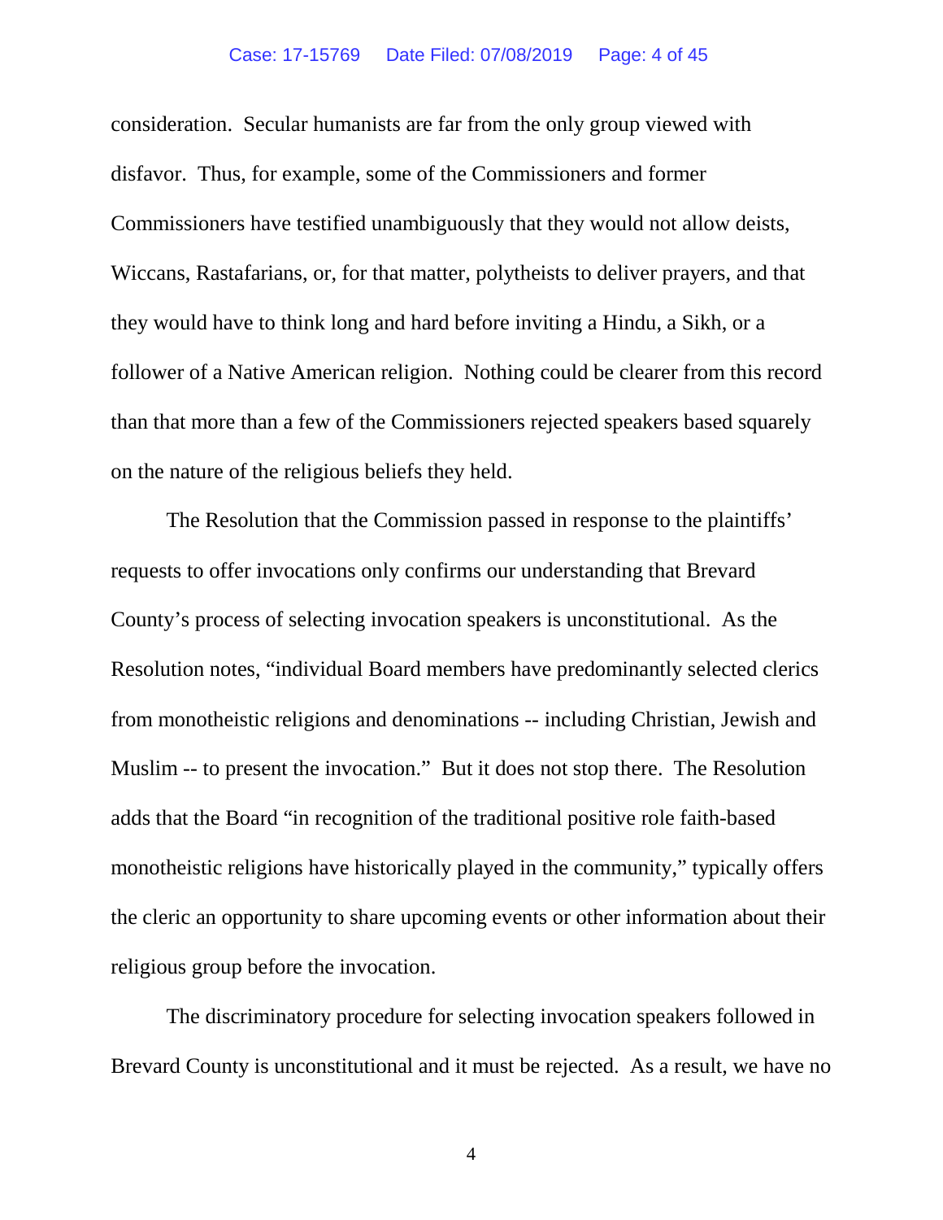consideration. Secular humanists are far from the only group viewed with disfavor. Thus, for example, some of the Commissioners and former Commissioners have testified unambiguously that they would not allow deists, Wiccans, Rastafarians, or, for that matter, polytheists to deliver prayers, and that they would have to think long and hard before inviting a Hindu, a Sikh, or a follower of a Native American religion. Nothing could be clearer from this record than that more than a few of the Commissioners rejected speakers based squarely on the nature of the religious beliefs they held.

The Resolution that the Commission passed in response to the plaintiffs' requests to offer invocations only confirms our understanding that Brevard County's process of selecting invocation speakers is unconstitutional. As the Resolution notes, "individual Board members have predominantly selected clerics from monotheistic religions and denominations -- including Christian, Jewish and Muslim -- to present the invocation." But it does not stop there. The Resolution adds that the Board "in recognition of the traditional positive role faith-based monotheistic religions have historically played in the community," typically offers the cleric an opportunity to share upcoming events or other information about their religious group before the invocation.

The discriminatory procedure for selecting invocation speakers followed in Brevard County is unconstitutional and it must be rejected. As a result, we have no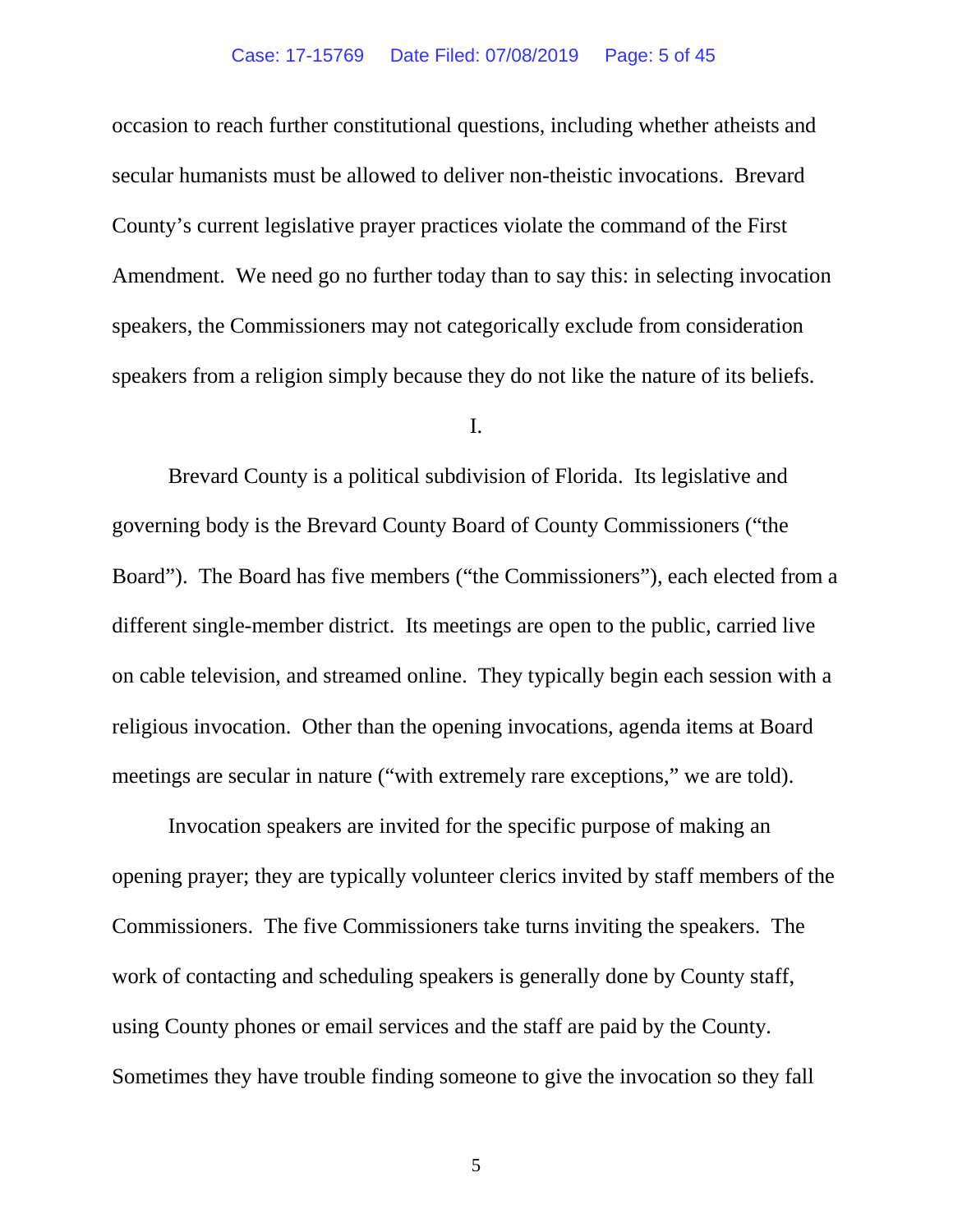occasion to reach further constitutional questions, including whether atheists and secular humanists must be allowed to deliver non-theistic invocations. Brevard County's current legislative prayer practices violate the command of the First Amendment. We need go no further today than to say this: in selecting invocation speakers, the Commissioners may not categorically exclude from consideration speakers from a religion simply because they do not like the nature of its beliefs.

## I.

Brevard County is a political subdivision of Florida. Its legislative and governing body is the Brevard County Board of County Commissioners ("the Board"). The Board has five members ("the Commissioners"), each elected from a different single-member district. Its meetings are open to the public, carried live on cable television, and streamed online. They typically begin each session with a religious invocation. Other than the opening invocations, agenda items at Board meetings are secular in nature ("with extremely rare exceptions," we are told).

Invocation speakers are invited for the specific purpose of making an opening prayer; they are typically volunteer clerics invited by staff members of the Commissioners. The five Commissioners take turns inviting the speakers. The work of contacting and scheduling speakers is generally done by County staff, using County phones or email services and the staff are paid by the County. Sometimes they have trouble finding someone to give the invocation so they fall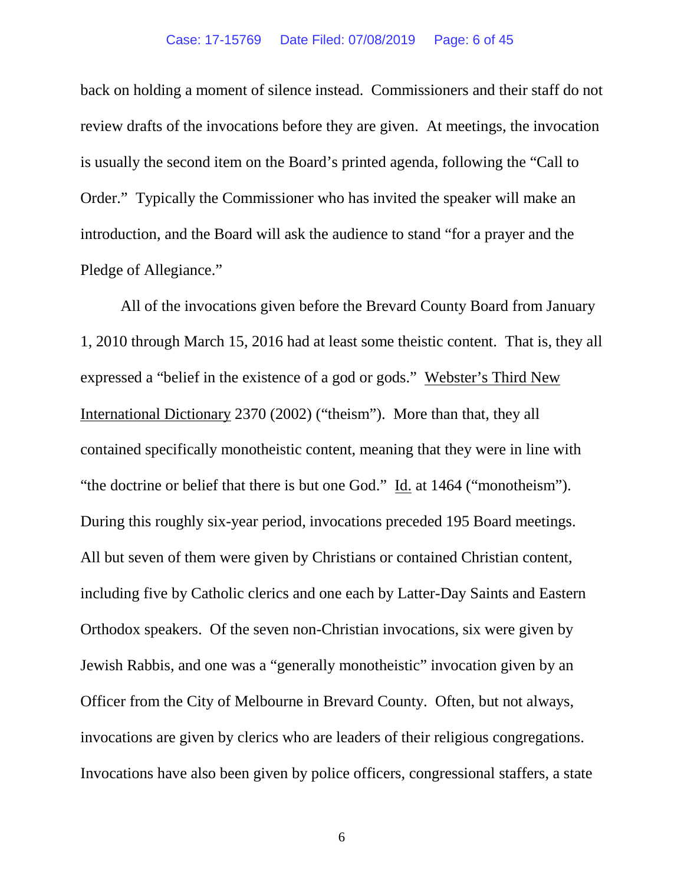back on holding a moment of silence instead. Commissioners and their staff do not review drafts of the invocations before they are given. At meetings, the invocation is usually the second item on the Board's printed agenda, following the "Call to Order." Typically the Commissioner who has invited the speaker will make an introduction, and the Board will ask the audience to stand "for a prayer and the Pledge of Allegiance."

All of the invocations given before the Brevard County Board from January 1, 2010 through March 15, 2016 had at least some theistic content. That is, they all expressed a "belief in the existence of a god or gods." Webster's Third New International Dictionary 2370 (2002) ("theism"). More than that, they all contained specifically monotheistic content, meaning that they were in line with "the doctrine or belief that there is but one God." Id. at 1464 ("monotheism"). During this roughly six-year period, invocations preceded 195 Board meetings. All but seven of them were given by Christians or contained Christian content, including five by Catholic clerics and one each by Latter-Day Saints and Eastern Orthodox speakers. Of the seven non-Christian invocations, six were given by Jewish Rabbis, and one was a "generally monotheistic" invocation given by an Officer from the City of Melbourne in Brevard County. Often, but not always, invocations are given by clerics who are leaders of their religious congregations. Invocations have also been given by police officers, congressional staffers, a state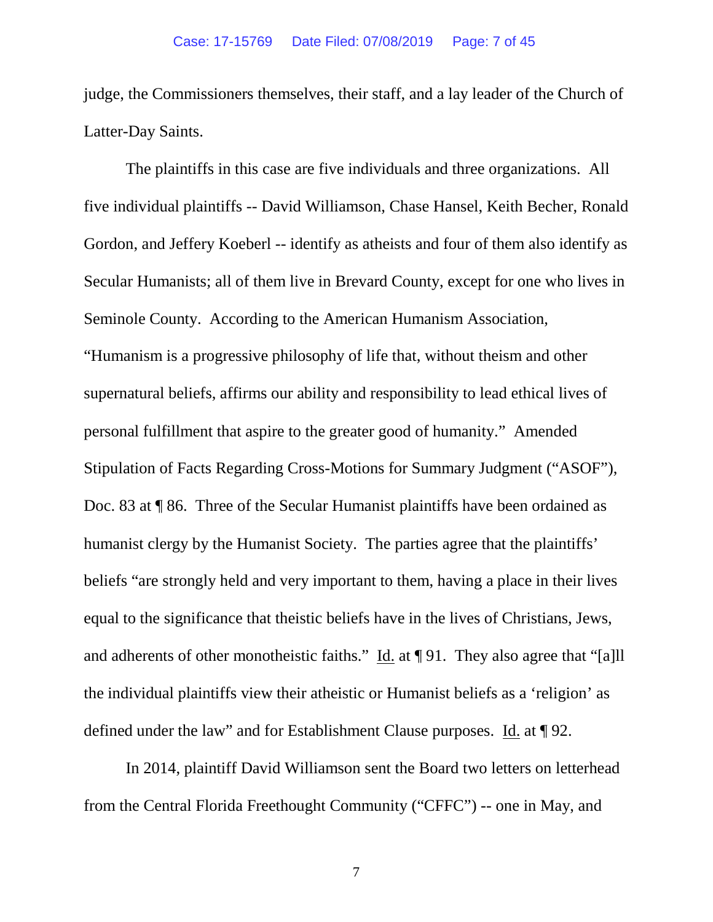judge, the Commissioners themselves, their staff, and a lay leader of the Church of Latter-Day Saints.

The plaintiffs in this case are five individuals and three organizations. All five individual plaintiffs -- David Williamson, Chase Hansel, Keith Becher, Ronald Gordon, and Jeffery Koeberl -- identify as atheists and four of them also identify as Secular Humanists; all of them live in Brevard County, except for one who lives in Seminole County. According to the American Humanism Association, "Humanism is a progressive philosophy of life that, without theism and other supernatural beliefs, affirms our ability and responsibility to lead ethical lives of personal fulfillment that aspire to the greater good of humanity." Amended Stipulation of Facts Regarding Cross-Motions for Summary Judgment ("ASOF"), Doc. 83 at ¶ 86. Three of the Secular Humanist plaintiffs have been ordained as humanist clergy by the Humanist Society. The parties agree that the plaintiffs' beliefs "are strongly held and very important to them, having a place in their lives equal to the significance that theistic beliefs have in the lives of Christians, Jews, and adherents of other monotheistic faiths." Id. at ¶ 91. They also agree that "[a]ll the individual plaintiffs view their atheistic or Humanist beliefs as a 'religion' as defined under the law" and for Establishment Clause purposes. Id. at ¶ 92.

In 2014, plaintiff David Williamson sent the Board two letters on letterhead from the Central Florida Freethought Community ("CFFC") -- one in May, and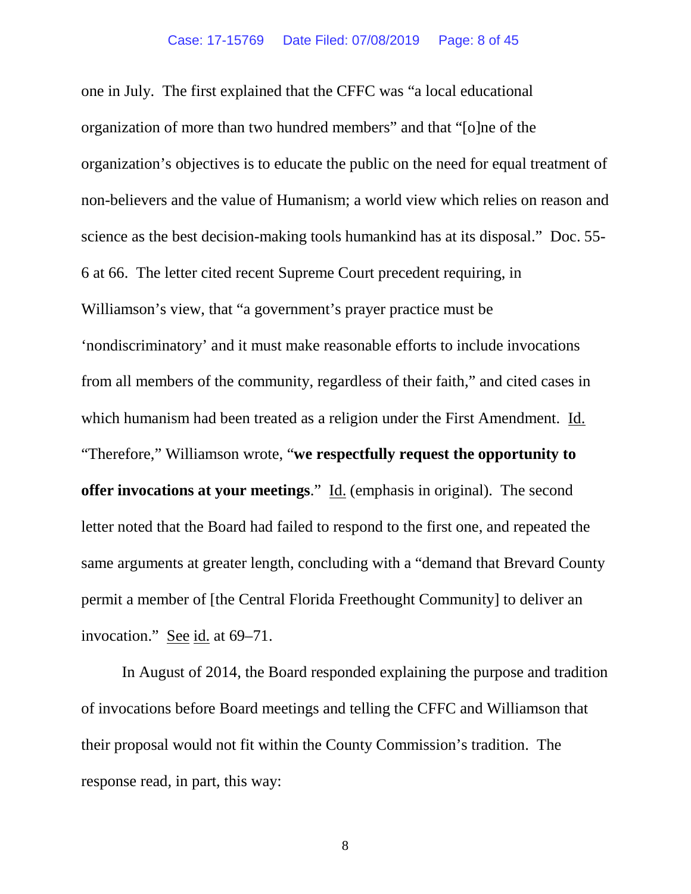one in July. The first explained that the CFFC was "a local educational organization of more than two hundred members" and that "[o]ne of the organization's objectives is to educate the public on the need for equal treatment of non-believers and the value of Humanism; a world view which relies on reason and science as the best decision-making tools humankind has at its disposal." Doc. 55-6 at 66. The letter cited recent Supreme Court precedent requiring, in Williamson's view, that "a government's prayer practice must be 'nondiscriminatory' and it must make reasonable efforts to include invocations from all members of the community, regardless of their faith," and cited cases in which humanism had been treated as a religion under the First Amendment. Id. "Therefore," Williamson wrote, "**we respectfully request the opportunity to offer invocations at your meetings**." Id. (emphasis in original). The second letter noted that the Board had failed to respond to the first one, and repeated the same arguments at greater length, concluding with a "demand that Brevard County permit a member of [the Central Florida Freethought Community] to deliver an invocation." See id. at 69–71.

In August of 2014, the Board responded explaining the purpose and tradition of invocations before Board meetings and telling the CFFC and Williamson that their proposal would not fit within the County Commission's tradition. The response read, in part, this way: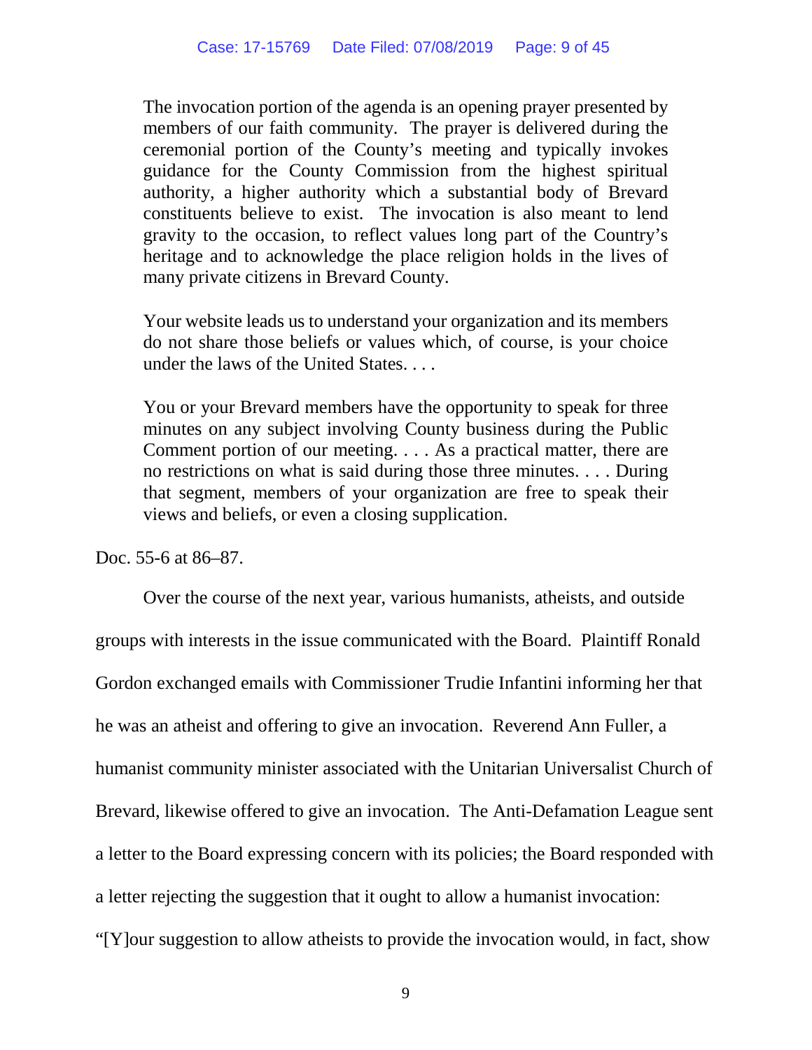> The invocation portion of the agenda is an opening prayer presented by members of our faith community. The prayer is delivered during the ceremonial portion of the County's meeting and typically invokes guidance for the County Commission from the highest spiritual authority, a higher authority which a substantial body of Brevard constituents believe to exist. The invocation is also meant to lend gravity to the occasion, to reflect values long part of the Country's heritage and to acknowledge the place religion holds in the lives of many private citizens in Brevard County.
>
> Your website leads us to understand your organization and its members do not share those beliefs or values which, of course, is your choice under the laws of the United States. . . .
>
> You or your Brevard members have the opportunity to speak for three minutes on any subject involving County business during the Public Comment portion of our meeting. . . . As a practical matter, there are no restrictions on what is said during those three minutes. . . . During that segment, members of your organization are free to speak their views and beliefs, or even a closing supplication.

Doc. 55-6 at 86–87.

Over the course of the next year, various humanists, atheists, and outside groups with interests in the issue communicated with the Board. Plaintiff Ronald Gordon exchanged emails with Commissioner Trudie Infantini informing her that he was an atheist and offering to give an invocation. Reverend Ann Fuller, a humanist community minister associated with the Unitarian Universalist Church of Brevard, likewise offered to give an invocation. The Anti-Defamation League sent a letter to the Board expressing concern with its policies; the Board responded with a letter rejecting the suggestion that it ought to allow a humanist invocation: "[Y]our suggestion to allow atheists to provide the invocation would, in fact, show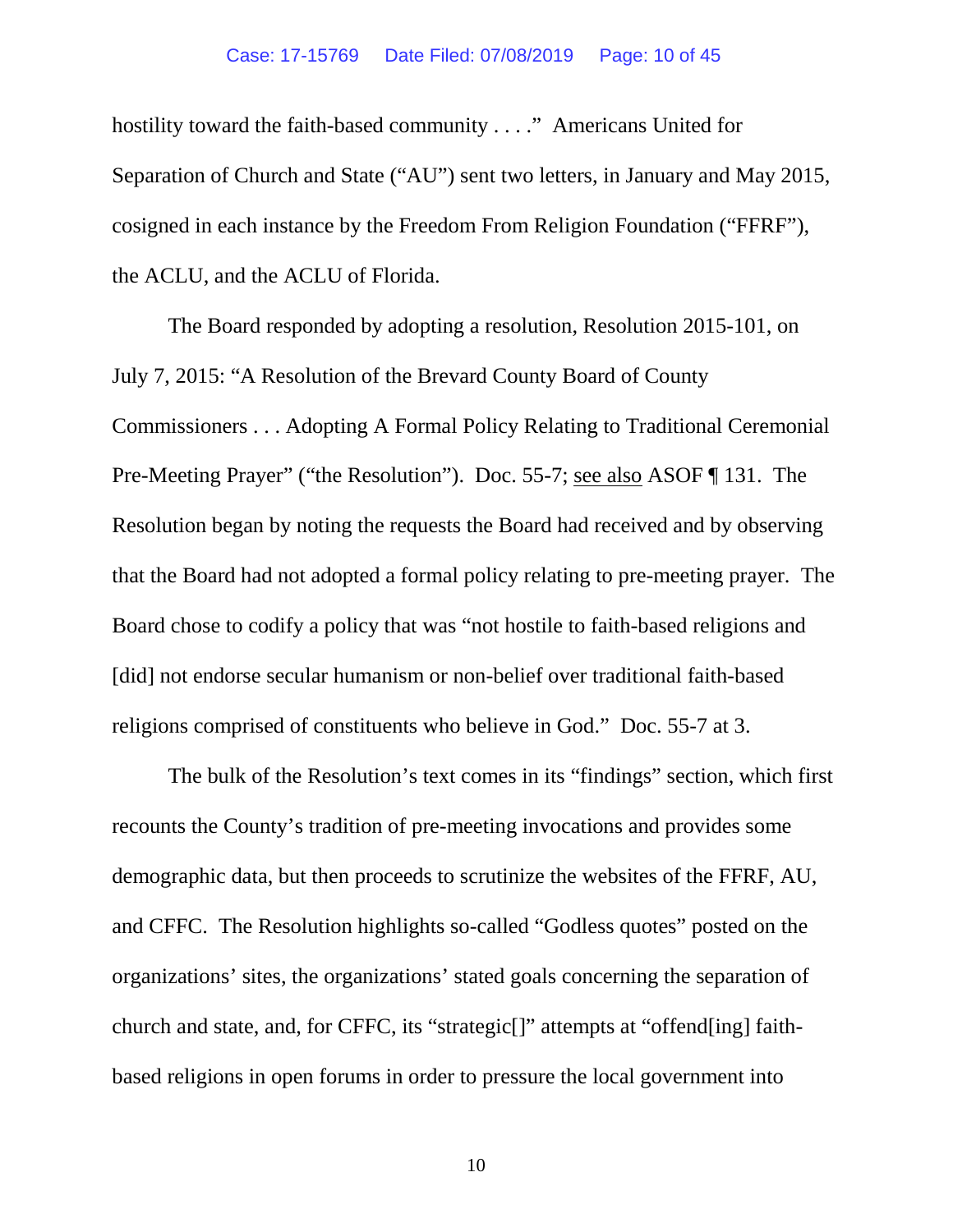hostility toward the faith-based community . . . ." Americans United for Separation of Church and State ("AU") sent two letters, in January and May 2015, cosigned in each instance by the Freedom From Religion Foundation ("FFRF"), the ACLU, and the ACLU of Florida.

The Board responded by adopting a resolution, Resolution 2015-101, on July 7, 2015: "A Resolution of the Brevard County Board of County Commissioners . . . Adopting A Formal Policy Relating to Traditional Ceremonial Pre-Meeting Prayer" ("the Resolution"). Doc. 55-7; see also ASOF ¶ 131. The Resolution began by noting the requests the Board had received and by observing that the Board had not adopted a formal policy relating to pre-meeting prayer. The Board chose to codify a policy that was "not hostile to faith-based religions and [did] not endorse secular humanism or non-belief over traditional faith-based religions comprised of constituents who believe in God." Doc. 55-7 at 3.

The bulk of the Resolution's text comes in its "findings" section, which first recounts the County's tradition of pre-meeting invocations and provides some demographic data, but then proceeds to scrutinize the websites of the FFRF, AU, and CFFC. The Resolution highlights so-called "Godless quotes" posted on the organizations' sites, the organizations' stated goals concerning the separation of church and state, and, for CFFC, its "strategic[]" attempts at "offend[ing] faith-based religions in open forums in order to pressure the local government into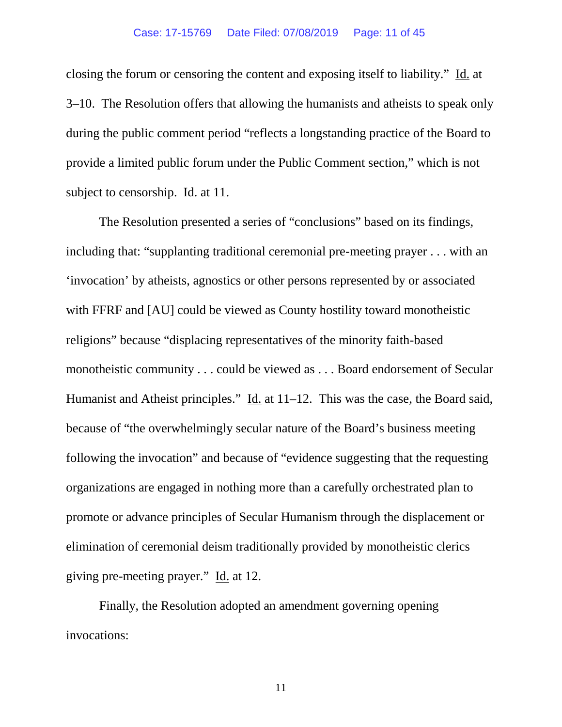closing the forum or censoring the content and exposing itself to liability." Id. at 3–10. The Resolution offers that allowing the humanists and atheists to speak only during the public comment period "reflects a longstanding practice of the Board to provide a limited public forum under the Public Comment section," which is not subject to censorship. Id. at 11.

The Resolution presented a series of "conclusions" based on its findings, including that: "supplanting traditional ceremonial pre-meeting prayer . . . with an 'invocation' by atheists, agnostics or other persons represented by or associated with FFRF and [AU] could be viewed as County hostility toward monotheistic religions" because "displacing representatives of the minority faith-based monotheistic community . . . could be viewed as . . . Board endorsement of Secular Humanist and Atheist principles." Id. at 11–12. This was the case, the Board said, because of "the overwhelmingly secular nature of the Board's business meeting following the invocation" and because of "evidence suggesting that the requesting organizations are engaged in nothing more than a carefully orchestrated plan to promote or advance principles of Secular Humanism through the displacement or elimination of ceremonial deism traditionally provided by monotheistic clerics giving pre-meeting prayer." Id. at 12.

Finally, the Resolution adopted an amendment governing opening invocations: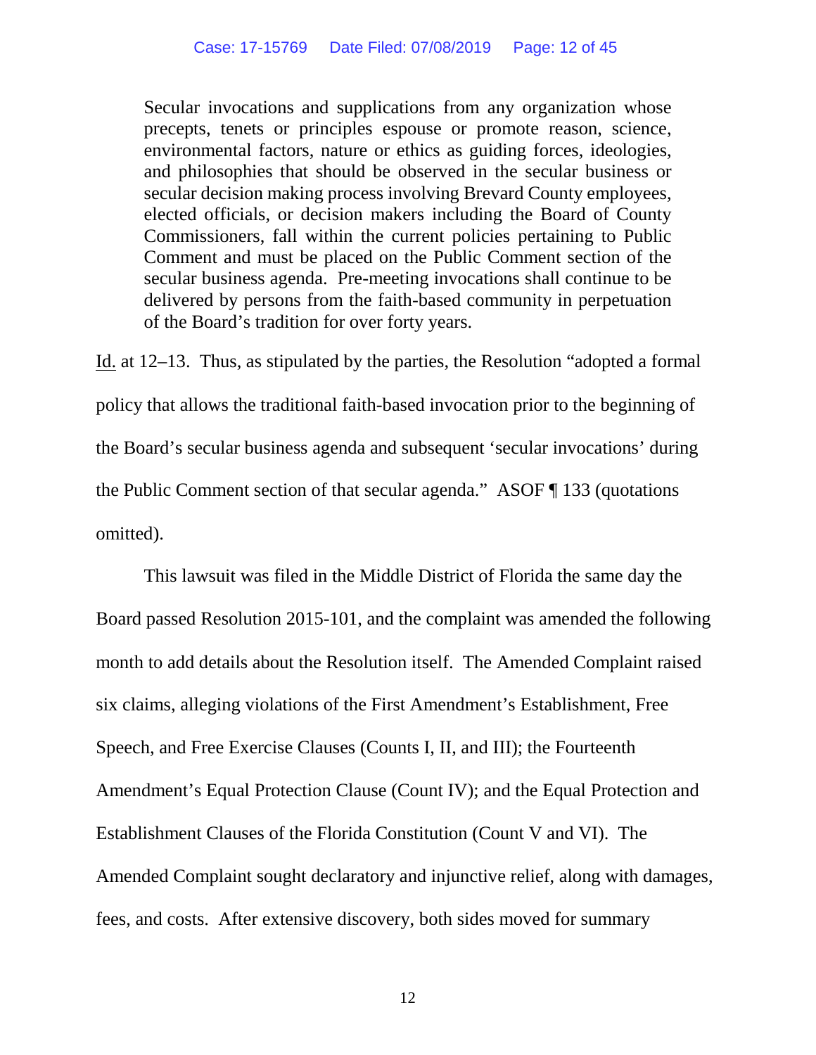> Secular invocations and supplications from any organization whose precepts, tenets or principles espouse or promote reason, science, environmental factors, nature or ethics as guiding forces, ideologies, and philosophies that should be observed in the secular business or secular decision making process involving Brevard County employees, elected officials, or decision makers including the Board of County Commissioners, fall within the current policies pertaining to Public Comment and must be placed on the Public Comment section of the secular business agenda. Pre-meeting invocations shall continue to be delivered by persons from the faith-based community in perpetuation of the Board's tradition for over forty years.

Id. at 12–13. Thus, as stipulated by the parties, the Resolution "adopted a formal policy that allows the traditional faith-based invocation prior to the beginning of the Board's secular business agenda and subsequent 'secular invocations' during the Public Comment section of that secular agenda." ASOF ¶ 133 (quotations omitted).

This lawsuit was filed in the Middle District of Florida the same day the Board passed Resolution 2015-101, and the complaint was amended the following month to add details about the Resolution itself. The Amended Complaint raised six claims, alleging violations of the First Amendment's Establishment, Free Speech, and Free Exercise Clauses (Counts I, II, and III); the Fourteenth Amendment's Equal Protection Clause (Count IV); and the Equal Protection and Establishment Clauses of the Florida Constitution (Count V and VI). The Amended Complaint sought declaratory and injunctive relief, along with damages, fees, and costs. After extensive discovery, both sides moved for summary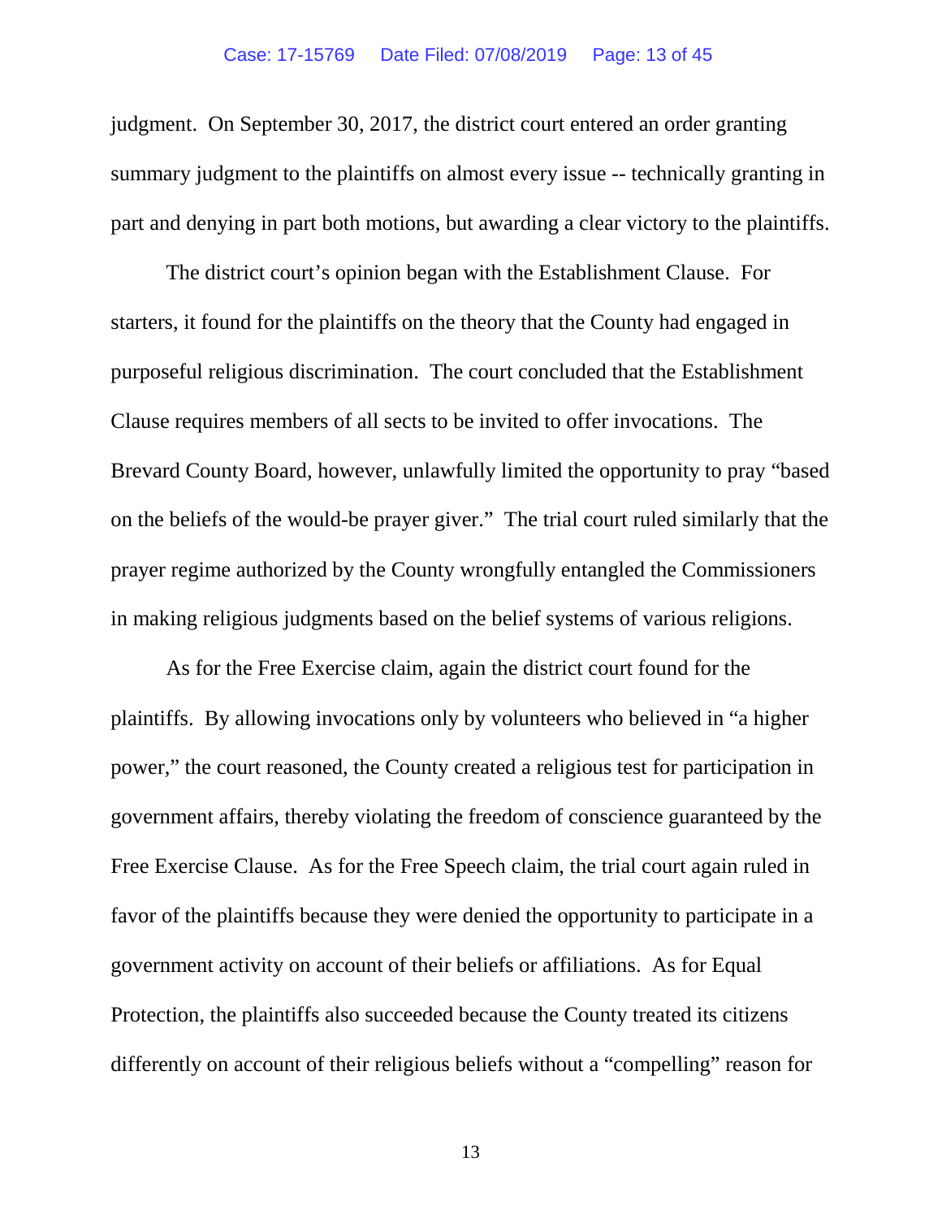judgment. On September 30, 2017, the district court entered an order granting summary judgment to the plaintiffs on almost every issue -- technically granting in part and denying in part both motions, but awarding a clear victory to the plaintiffs.

The district court's opinion began with the Establishment Clause. For starters, it found for the plaintiffs on the theory that the County had engaged in purposeful religious discrimination. The court concluded that the Establishment Clause requires members of all sects to be invited to offer invocations. The Brevard County Board, however, unlawfully limited the opportunity to pray "based on the beliefs of the would-be prayer giver." The trial court ruled similarly that the prayer regime authorized by the County wrongfully entangled the Commissioners in making religious judgments based on the belief systems of various religions.

As for the Free Exercise claim, again the district court found for the plaintiffs. By allowing invocations only by volunteers who believed in "a higher power," the court reasoned, the County created a religious test for participation in government affairs, thereby violating the freedom of conscience guaranteed by the Free Exercise Clause. As for the Free Speech claim, the trial court again ruled in favor of the plaintiffs because they were denied the opportunity to participate in a government activity on account of their beliefs or affiliations. As for Equal Protection, the plaintiffs also succeeded because the County treated its citizens differently on account of their religious beliefs without a "compelling" reason for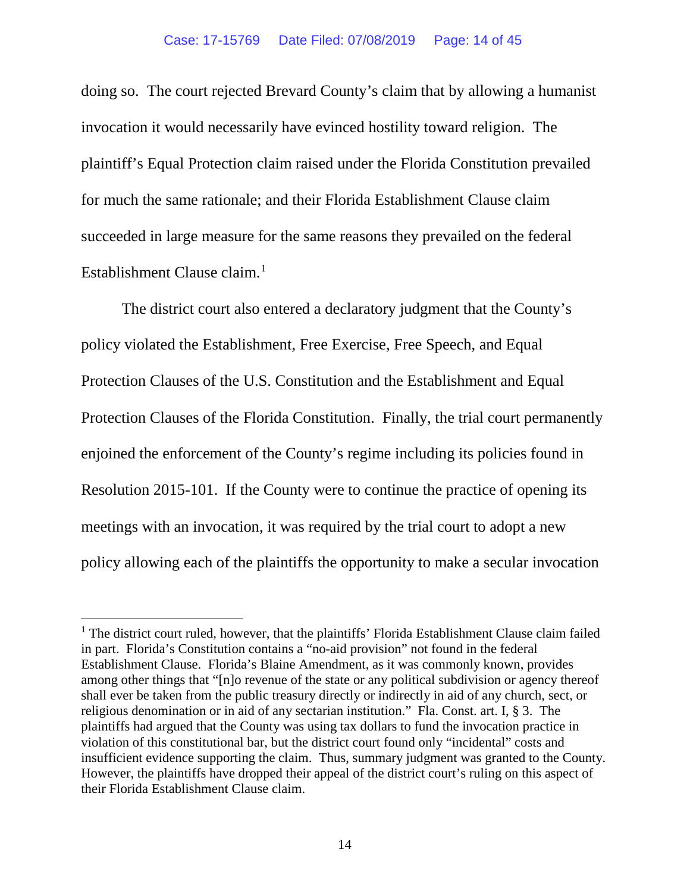doing so. The court rejected Brevard County's claim that by allowing a humanist invocation it would necessarily have evinced hostility toward religion. The plaintiff's Equal Protection claim raised under the Florida Constitution prevailed for much the same rationale; and their Florida Establishment Clause claim succeeded in large measure for the same reasons they prevailed on the federal Establishment Clause claim.[1]

The district court also entered a declaratory judgment that the County's policy violated the Establishment, Free Exercise, Free Speech, and Equal Protection Clauses of the U.S. Constitution and the Establishment and Equal Protection Clauses of the Florida Constitution. Finally, the trial court permanently enjoined the enforcement of the County's regime including its policies found in Resolution 2015-101. If the County were to continue the practice of opening its meetings with an invocation, it was required by the trial court to adopt a new policy allowing each of the plaintiffs the opportunity to make a secular invocation

---

[1] The district court ruled, however, that the plaintiffs' Florida Establishment Clause claim failed in part. Florida's Constitution contains a "no-aid provision" not found in the federal Establishment Clause. Florida's Blaine Amendment, as it was commonly known, provides among other things that "[n]o revenue of the state or any political subdivision or agency thereof shall ever be taken from the public treasury directly or indirectly in aid of any church, sect, or religious denomination or in aid of any sectarian institution." Fla. Const. art. I, § 3. The plaintiffs had argued that the County was using tax dollars to fund the invocation practice in violation of this constitutional bar, but the district court found only "incidental" costs and insufficient evidence supporting the claim. Thus, summary judgment was granted to the County. However, the plaintiffs have dropped their appeal of the district court's ruling on this aspect of their Florida Establishment Clause claim.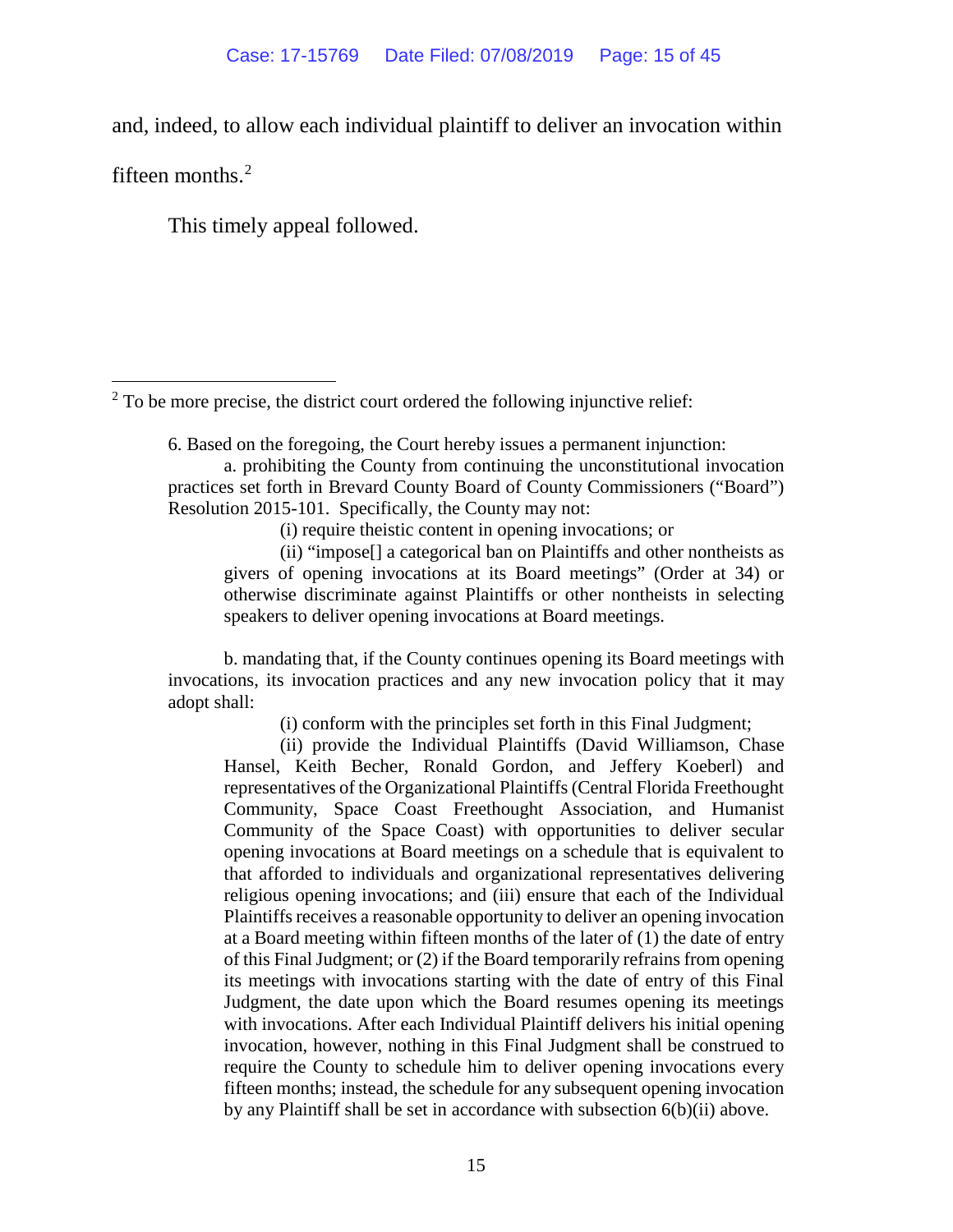and, indeed, to allow each individual plaintiff to deliver an invocation within fifteen months.[2]

This timely appeal followed.

---

[2] To be more precise, the district court ordered the following injunctive relief:

> 6. Based on the foregoing, the Court hereby issues a permanent injunction:
>
> a. prohibiting the County from continuing the unconstitutional invocation practices set forth in Brevard County Board of County Commissioners ("Board") Resolution 2015-101. Specifically, the County may not:
>
> > (i) require theistic content in opening invocations; or
> >
> > (ii) "impose[] a categorical ban on Plaintiffs and other nontheists as givers of opening invocations at its Board meetings" (Order at 34) or otherwise discriminate against Plaintiffs or other nontheists in selecting speakers to deliver opening invocations at Board meetings.
>
> b. mandating that, if the County continues opening its Board meetings with invocations, its invocation practices and any new invocation policy that it may adopt shall:
>
> > (i) conform with the principles set forth in this Final Judgment;
> >
> > (ii) provide the Individual Plaintiffs (David Williamson, Chase Hansel, Keith Becher, Ronald Gordon, and Jeffery Koeberl) and representatives of the Organizational Plaintiffs (Central Florida Freethought Community, Space Coast Freethought Association, and Humanist Community of the Space Coast) with opportunities to deliver secular opening invocations at Board meetings on a schedule that is equivalent to that afforded to individuals and organizational representatives delivering religious opening invocations; and (iii) ensure that each of the Individual Plaintiffs receives a reasonable opportunity to deliver an opening invocation at a Board meeting within fifteen months of the later of (1) the date of entry of this Final Judgment; or (2) if the Board temporarily refrains from opening its meetings with invocations starting with the date of entry of this Final Judgment, the date upon which the Board resumes opening its meetings with invocations. After each Individual Plaintiff delivers his initial opening invocation, however, nothing in this Final Judgment shall be construed to require the County to schedule him to deliver opening invocations every fifteen months; instead, the schedule for any subsequent opening invocation by any Plaintiff shall be set in accordance with subsection 6(b)(ii) above.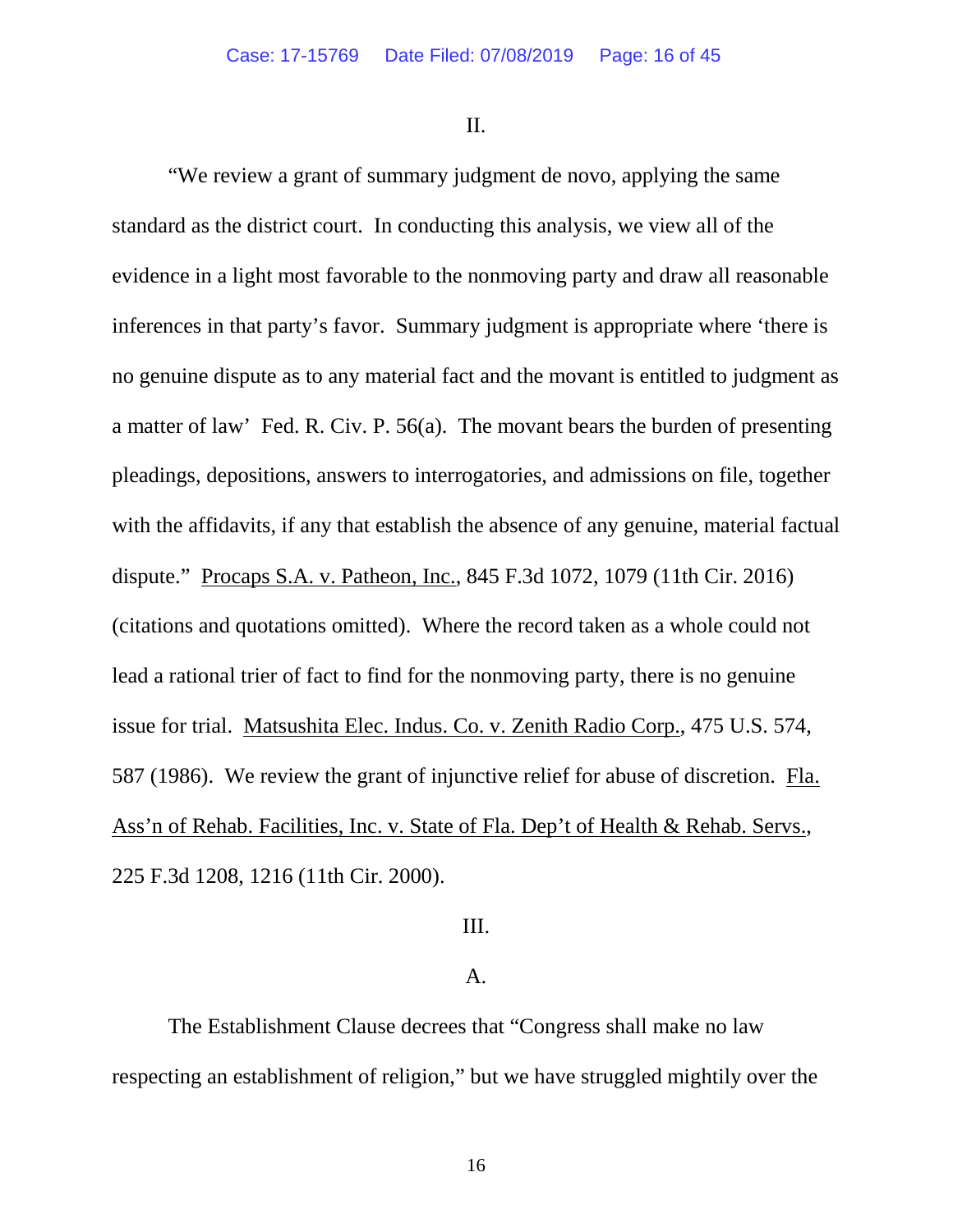II.

"We review a grant of summary judgment de novo, applying the same standard as the district court. In conducting this analysis, we view all of the evidence in a light most favorable to the nonmoving party and draw all reasonable inferences in that party's favor. Summary judgment is appropriate where 'there is no genuine dispute as to any material fact and the movant is entitled to judgment as a matter of law' Fed. R. Civ. P. 56(a). The movant bears the burden of presenting pleadings, depositions, answers to interrogatories, and admissions on file, together with the affidavits, if any that establish the absence of any genuine, material factual dispute." Procaps S.A. v. Patheon, Inc., 845 F.3d 1072, 1079 (11th Cir. 2016) (citations and quotations omitted). Where the record taken as a whole could not lead a rational trier of fact to find for the nonmoving party, there is no genuine issue for trial. Matsushita Elec. Indus. Co. v. Zenith Radio Corp., 475 U.S. 574, 587 (1986). We review the grant of injunctive relief for abuse of discretion. Fla. Ass'n of Rehab. Facilities, Inc. v. State of Fla. Dep't of Health & Rehab. Servs., 225 F.3d 1208, 1216 (11th Cir. 2000).

III.

A.

The Establishment Clause decrees that "Congress shall make no law respecting an establishment of religion," but we have struggled mightily over the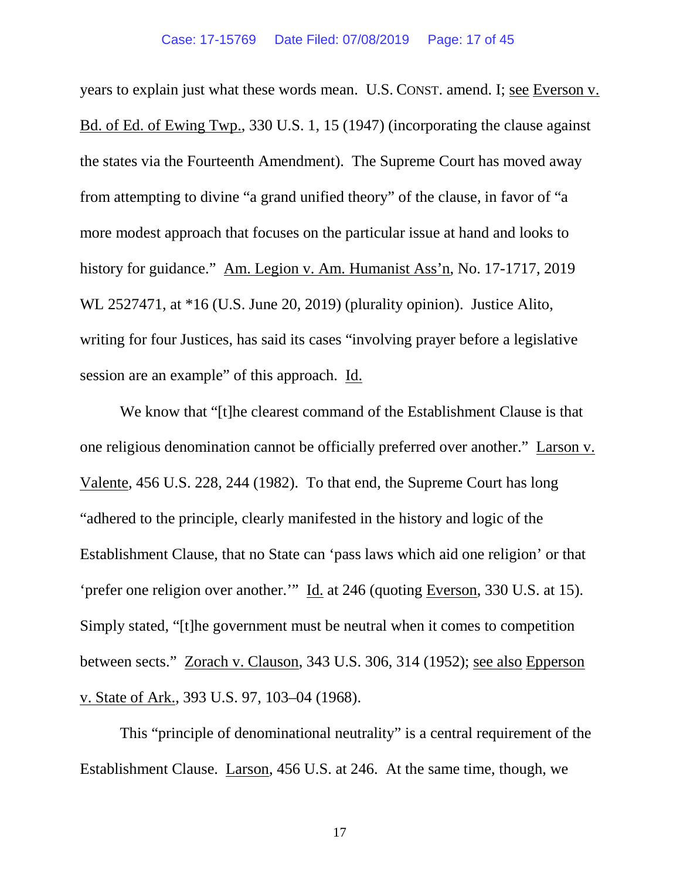years to explain just what these words mean. U.S. CONST. amend. I; see Everson v. Bd. of Ed. of Ewing Twp., 330 U.S. 1, 15 (1947) (incorporating the clause against the states via the Fourteenth Amendment). The Supreme Court has moved away from attempting to divine "a grand unified theory" of the clause, in favor of "a more modest approach that focuses on the particular issue at hand and looks to history for guidance." Am. Legion v. Am. Humanist Ass'n, No. 17-1717, 2019 WL 2527471, at *16 (U.S. June 20, 2019) (plurality opinion). Justice Alito, writing for four Justices, has said its cases "involving prayer before a legislative session are an example" of this approach. Id.

We know that "[t]he clearest command of the Establishment Clause is that one religious denomination cannot be officially preferred over another." Larson v. Valente, 456 U.S. 228, 244 (1982). To that end, the Supreme Court has long "adhered to the principle, clearly manifested in the history and logic of the Establishment Clause, that no State can 'pass laws which aid one religion' or that 'prefer one religion over another.'" Id. at 246 (quoting Everson, 330 U.S. at 15). Simply stated, "[t]he government must be neutral when it comes to competition between sects." Zorach v. Clauson, 343 U.S. 306, 314 (1952); see also Epperson v. State of Ark., 393 U.S. 97, 103–04 (1968).

This "principle of denominational neutrality" is a central requirement of the Establishment Clause. Larson, 456 U.S. at 246. At the same time, though, we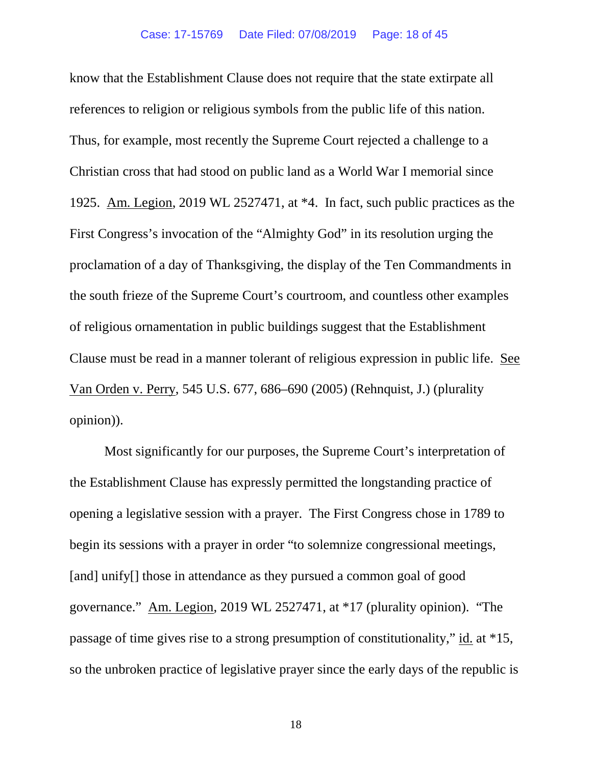know that the Establishment Clause does not require that the state extirpate all references to religion or religious symbols from the public life of this nation. Thus, for example, most recently the Supreme Court rejected a challenge to a Christian cross that had stood on public land as a World War I memorial since 1925. Am. Legion, 2019 WL 2527471, at *4. In fact, such public practices as the First Congress's invocation of the "Almighty God" in its resolution urging the proclamation of a day of Thanksgiving, the display of the Ten Commandments in the south frieze of the Supreme Court's courtroom, and countless other examples of religious ornamentation in public buildings suggest that the Establishment Clause must be read in a manner tolerant of religious expression in public life. See Van Orden v. Perry, 545 U.S. 677, 686–690 (2005) (Rehnquist, J.) (plurality opinion)).

Most significantly for our purposes, the Supreme Court's interpretation of the Establishment Clause has expressly permitted the longstanding practice of opening a legislative session with a prayer. The First Congress chose in 1789 to begin its sessions with a prayer in order "to solemnize congressional meetings, [and] unify[] those in attendance as they pursued a common goal of good governance." Am. Legion, 2019 WL 2527471, at *17 (plurality opinion). "The passage of time gives rise to a strong presumption of constitutionality," id. at *15, so the unbroken practice of legislative prayer since the early days of the republic is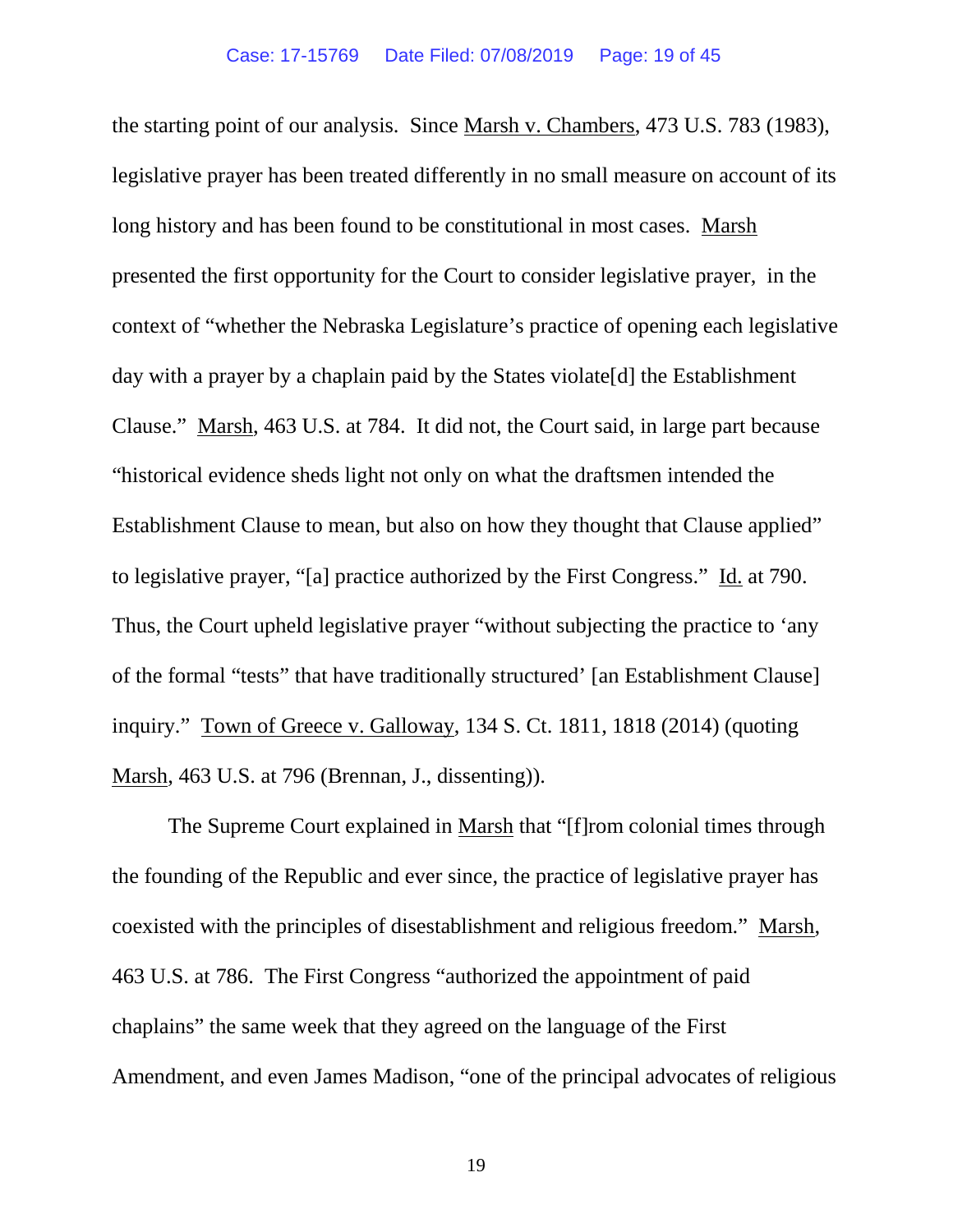the starting point of our analysis. Since Marsh v. Chambers, 473 U.S. 783 (1983), legislative prayer has been treated differently in no small measure on account of its long history and has been found to be constitutional in most cases. Marsh presented the first opportunity for the Court to consider legislative prayer, in the context of "whether the Nebraska Legislature's practice of opening each legislative day with a prayer by a chaplain paid by the States violate[d] the Establishment Clause." Marsh, 463 U.S. at 784. It did not, the Court said, in large part because "historical evidence sheds light not only on what the draftsmen intended the Establishment Clause to mean, but also on how they thought that Clause applied" to legislative prayer, "[a] practice authorized by the First Congress." Id. at 790. Thus, the Court upheld legislative prayer "without subjecting the practice to 'any of the formal "tests" that have traditionally structured' [an Establishment Clause] inquiry." Town of Greece v. Galloway, 134 S. Ct. 1811, 1818 (2014) (quoting Marsh, 463 U.S. at 796 (Brennan, J., dissenting)).

The Supreme Court explained in Marsh that "[f]rom colonial times through the founding of the Republic and ever since, the practice of legislative prayer has coexisted with the principles of disestablishment and religious freedom." Marsh, 463 U.S. at 786. The First Congress "authorized the appointment of paid chaplains" the same week that they agreed on the language of the First Amendment, and even James Madison, "one of the principal advocates of religious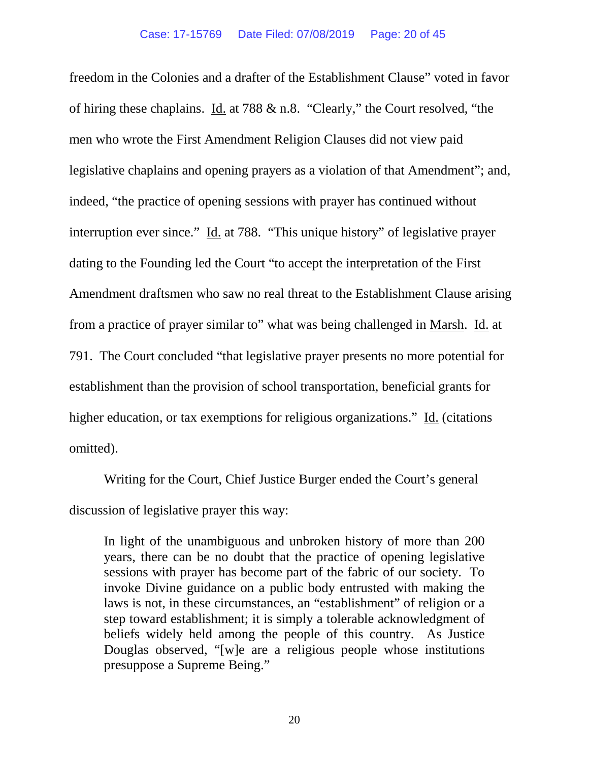freedom in the Colonies and a drafter of the Establishment Clause" voted in favor of hiring these chaplains. Id. at 788 & n.8. "Clearly," the Court resolved, "the men who wrote the First Amendment Religion Clauses did not view paid legislative chaplains and opening prayers as a violation of that Amendment"; and, indeed, "the practice of opening sessions with prayer has continued without interruption ever since." Id. at 788. "This unique history" of legislative prayer dating to the Founding led the Court "to accept the interpretation of the First Amendment draftsmen who saw no real threat to the Establishment Clause arising from a practice of prayer similar to" what was being challenged in Marsh. Id. at 791. The Court concluded "that legislative prayer presents no more potential for establishment than the provision of school transportation, beneficial grants for higher education, or tax exemptions for religious organizations." Id. (citations omitted).

Writing for the Court, Chief Justice Burger ended the Court's general discussion of legislative prayer this way:

> In light of the unambiguous and unbroken history of more than 200 years, there can be no doubt that the practice of opening legislative sessions with prayer has become part of the fabric of our society. To invoke Divine guidance on a public body entrusted with making the laws is not, in these circumstances, an "establishment" of religion or a step toward establishment; it is simply a tolerable acknowledgment of beliefs widely held among the people of this country. As Justice Douglas observed, "[w]e are a religious people whose institutions presuppose a Supreme Being."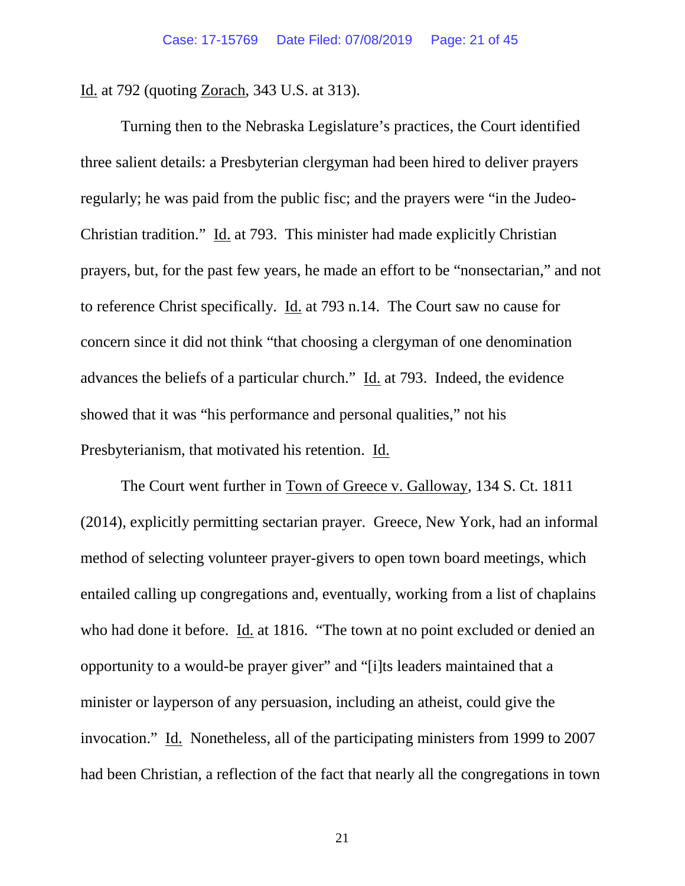Id. at 792 (quoting Zorach, 343 U.S. at 313).

Turning then to the Nebraska Legislature's practices, the Court identified three salient details: a Presbyterian clergyman had been hired to deliver prayers regularly; he was paid from the public fisc; and the prayers were "in the Judeo-Christian tradition." Id. at 793. This minister had made explicitly Christian prayers, but, for the past few years, he made an effort to be "nonsectarian," and not to reference Christ specifically. Id. at 793 n.14. The Court saw no cause for concern since it did not think "that choosing a clergyman of one denomination advances the beliefs of a particular church." Id. at 793. Indeed, the evidence showed that it was "his performance and personal qualities," not his Presbyterianism, that motivated his retention. Id.

The Court went further in Town of Greece v. Galloway, 134 S. Ct. 1811 (2014), explicitly permitting sectarian prayer. Greece, New York, had an informal method of selecting volunteer prayer-givers to open town board meetings, which entailed calling up congregations and, eventually, working from a list of chaplains who had done it before. Id. at 1816. "The town at no point excluded or denied an opportunity to a would-be prayer giver" and "[i]ts leaders maintained that a minister or layperson of any persuasion, including an atheist, could give the invocation." Id. Nonetheless, all of the participating ministers from 1999 to 2007 had been Christian, a reflection of the fact that nearly all the congregations in town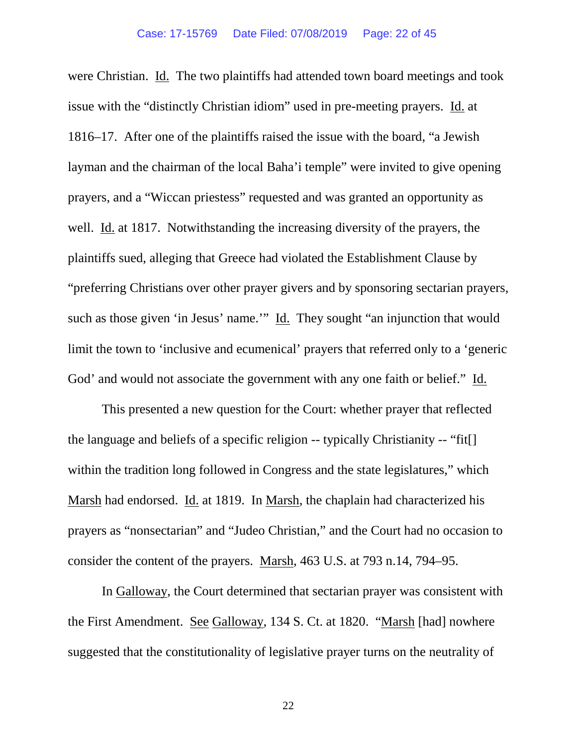were Christian. Id. The two plaintiffs had attended town board meetings and took issue with the "distinctly Christian idiom" used in pre-meeting prayers. Id. at 1816–17. After one of the plaintiffs raised the issue with the board, "a Jewish layman and the chairman of the local Baha'i temple" were invited to give opening prayers, and a "Wiccan priestess" requested and was granted an opportunity as well. Id. at 1817. Notwithstanding the increasing diversity of the prayers, the plaintiffs sued, alleging that Greece had violated the Establishment Clause by "preferring Christians over other prayer givers and by sponsoring sectarian prayers, such as those given 'in Jesus' name.'" Id. They sought "an injunction that would limit the town to 'inclusive and ecumenical' prayers that referred only to a 'generic God' and would not associate the government with any one faith or belief." Id.

This presented a new question for the Court: whether prayer that reflected the language and beliefs of a specific religion -- typically Christianity -- "fit[] within the tradition long followed in Congress and the state legislatures," which Marsh had endorsed. Id. at 1819. In Marsh, the chaplain had characterized his prayers as "nonsectarian" and "Judeo Christian," and the Court had no occasion to consider the content of the prayers. Marsh, 463 U.S. at 793 n.14, 794–95.

In Galloway, the Court determined that sectarian prayer was consistent with the First Amendment. See Galloway, 134 S. Ct. at 1820. "Marsh [had] nowhere suggested that the constitutionality of legislative prayer turns on the neutrality of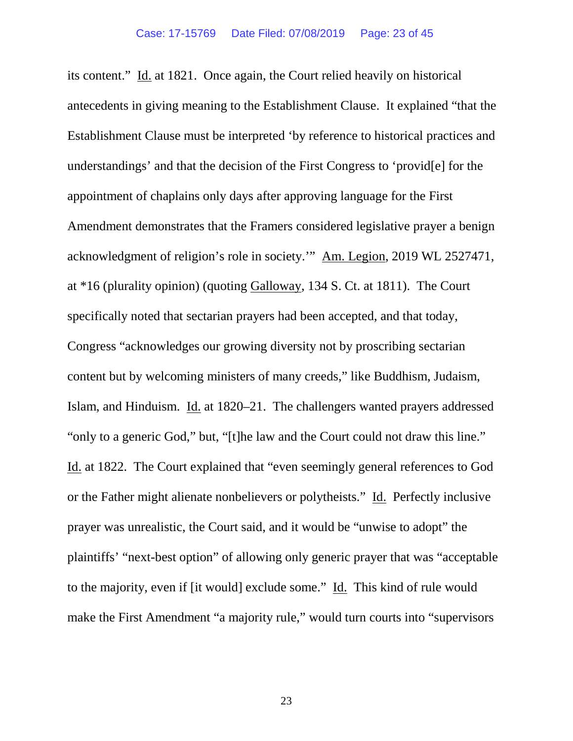its content." Id. at 1821. Once again, the Court relied heavily on historical antecedents in giving meaning to the Establishment Clause. It explained "that the Establishment Clause must be interpreted 'by reference to historical practices and understandings' and that the decision of the First Congress to 'provid[e] for the appointment of chaplains only days after approving language for the First Amendment demonstrates that the Framers considered legislative prayer a benign acknowledgment of religion's role in society.'" Am. Legion, 2019 WL 2527471, at *16 (plurality opinion) (quoting Galloway, 134 S. Ct. at 1811). The Court specifically noted that sectarian prayers had been accepted, and that today, Congress "acknowledges our growing diversity not by proscribing sectarian content but by welcoming ministers of many creeds," like Buddhism, Judaism, Islam, and Hinduism. Id. at 1820–21. The challengers wanted prayers addressed "only to a generic God," but, "[t]he law and the Court could not draw this line." Id. at 1822. The Court explained that "even seemingly general references to God or the Father might alienate nonbelievers or polytheists." Id. Perfectly inclusive prayer was unrealistic, the Court said, and it would be "unwise to adopt" the plaintiffs' "next-best option" of allowing only generic prayer that was "acceptable to the majority, even if [it would] exclude some." Id. This kind of rule would make the First Amendment "a majority rule," would turn courts into "supervisors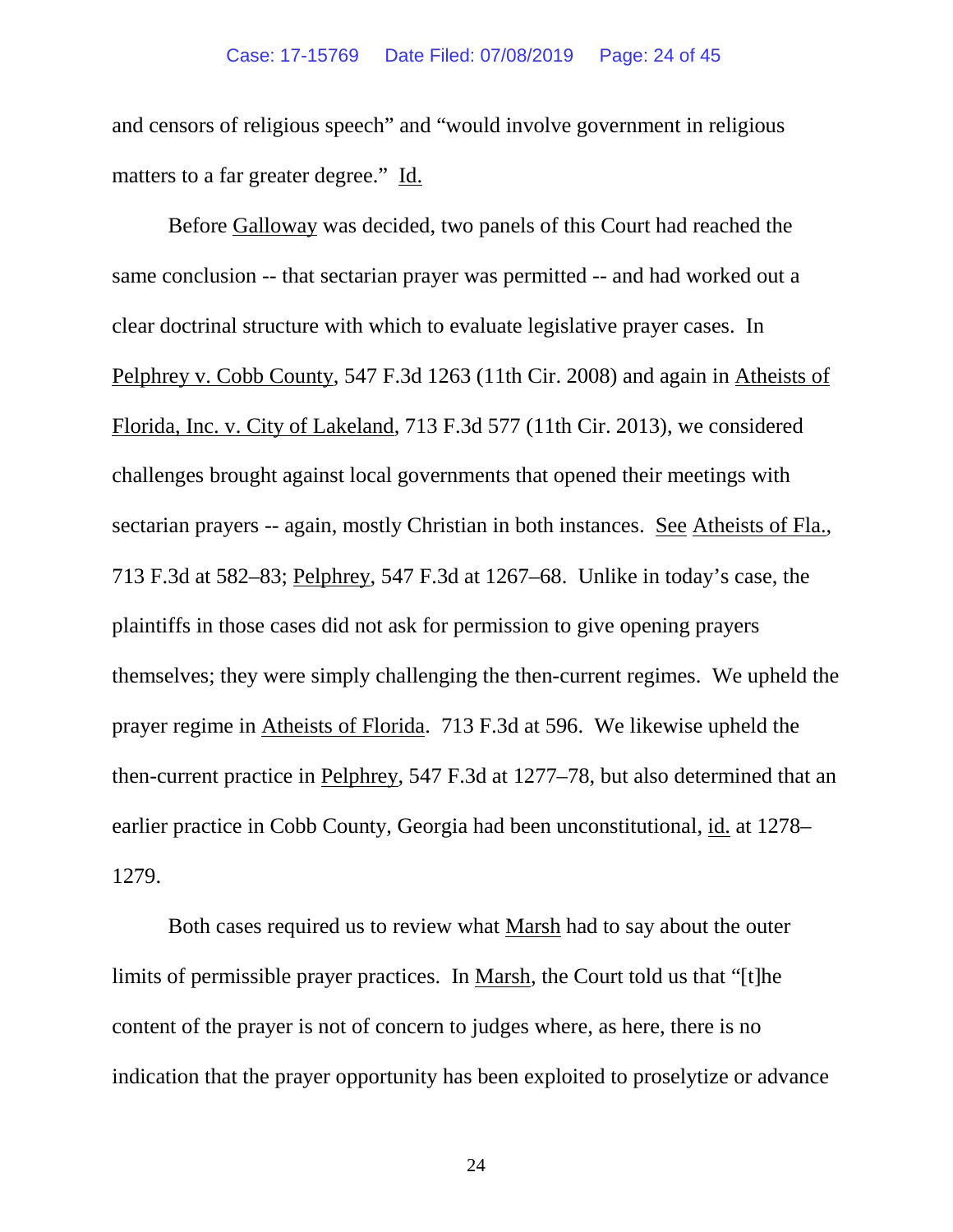and censors of religious speech" and "would involve government in religious matters to a far greater degree." Id.

Before Galloway was decided, two panels of this Court had reached the same conclusion -- that sectarian prayer was permitted -- and had worked out a clear doctrinal structure with which to evaluate legislative prayer cases. In Pelphrey v. Cobb County, 547 F.3d 1263 (11th Cir. 2008) and again in Atheists of Florida, Inc. v. City of Lakeland, 713 F.3d 577 (11th Cir. 2013), we considered challenges brought against local governments that opened their meetings with sectarian prayers -- again, mostly Christian in both instances. See Atheists of Fla., 713 F.3d at 582–83; Pelphrey, 547 F.3d at 1267–68. Unlike in today's case, the plaintiffs in those cases did not ask for permission to give opening prayers themselves; they were simply challenging the then-current regimes. We upheld the prayer regime in Atheists of Florida. 713 F.3d at 596. We likewise upheld the then-current practice in Pelphrey, 547 F.3d at 1277–78, but also determined that an earlier practice in Cobb County, Georgia had been unconstitutional, id. at 1278–1279.

Both cases required us to review what Marsh had to say about the outer limits of permissible prayer practices. In Marsh, the Court told us that "[t]he content of the prayer is not of concern to judges where, as here, there is no indication that the prayer opportunity has been exploited to proselytize or advance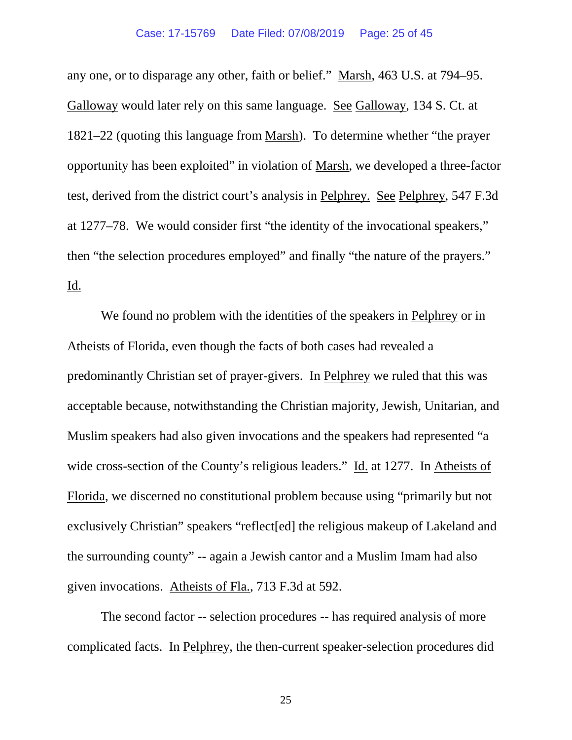any one, or to disparage any other, faith or belief." Marsh, 463 U.S. at 794–95. Galloway would later rely on this same language. See Galloway, 134 S. Ct. at 1821–22 (quoting this language from Marsh). To determine whether "the prayer opportunity has been exploited" in violation of Marsh, we developed a three-factor test, derived from the district court's analysis in Pelphrey. See Pelphrey, 547 F.3d at 1277–78. We would consider first "the identity of the invocational speakers," then "the selection procedures employed" and finally "the nature of the prayers." Id.

We found no problem with the identities of the speakers in Pelphrey or in Atheists of Florida, even though the facts of both cases had revealed a predominantly Christian set of prayer-givers. In Pelphrey we ruled that this was acceptable because, notwithstanding the Christian majority, Jewish, Unitarian, and Muslim speakers had also given invocations and the speakers had represented "a wide cross-section of the County's religious leaders." Id. at 1277. In Atheists of Florida, we discerned no constitutional problem because using "primarily but not exclusively Christian" speakers "reflect[ed] the religious makeup of Lakeland and the surrounding county" -- again a Jewish cantor and a Muslim Imam had also given invocations. Atheists of Fla., 713 F.3d at 592.

The second factor -- selection procedures -- has required analysis of more complicated facts. In Pelphrey, the then-current speaker-selection procedures did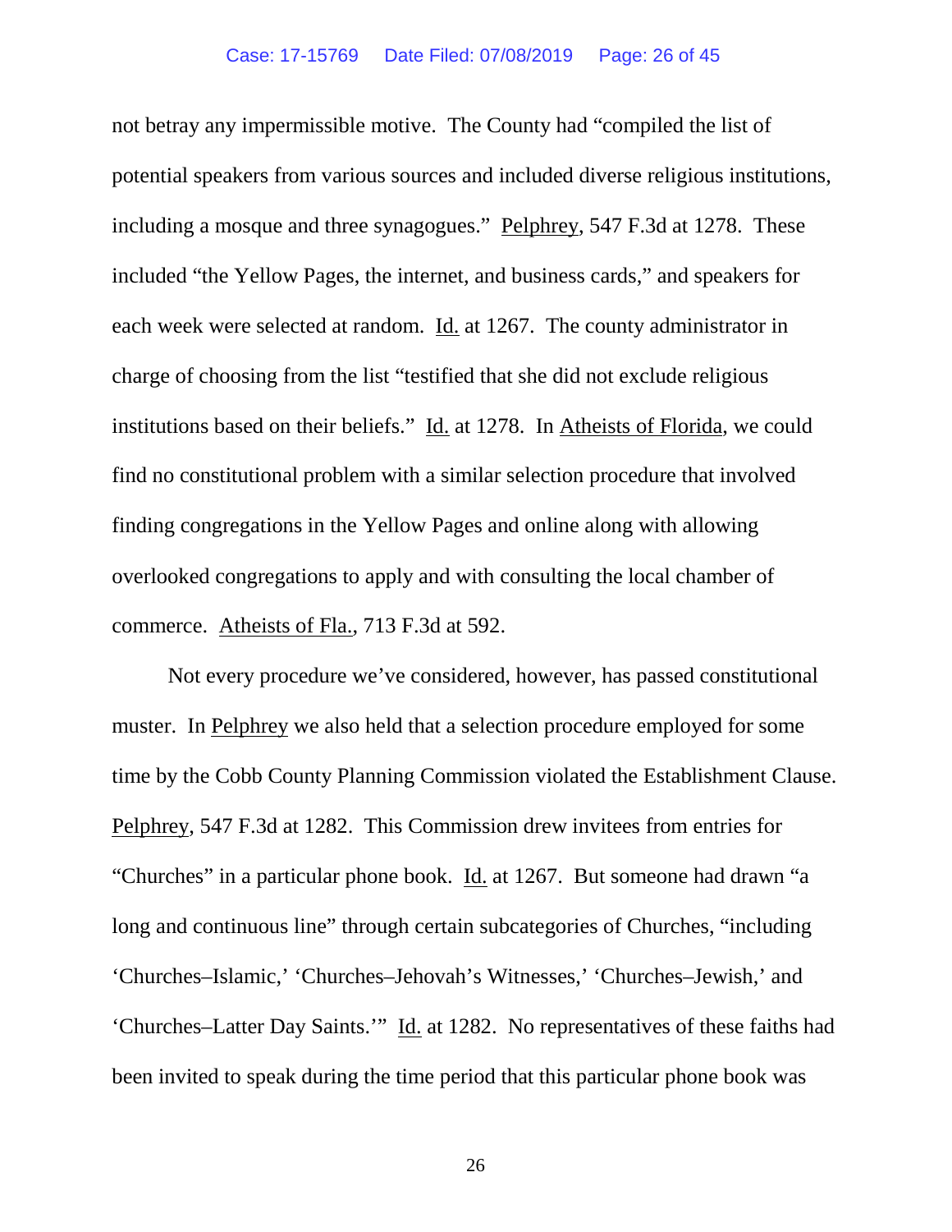not betray any impermissible motive. The County had "compiled the list of potential speakers from various sources and included diverse religious institutions, including a mosque and three synagogues." Pelphrey, 547 F.3d at 1278. These included "the Yellow Pages, the internet, and business cards," and speakers for each week were selected at random. Id. at 1267. The county administrator in charge of choosing from the list "testified that she did not exclude religious institutions based on their beliefs." Id. at 1278. In Atheists of Florida, we could find no constitutional problem with a similar selection procedure that involved finding congregations in the Yellow Pages and online along with allowing overlooked congregations to apply and with consulting the local chamber of commerce. Atheists of Fla., 713 F.3d at 592.

Not every procedure we've considered, however, has passed constitutional muster. In Pelphrey we also held that a selection procedure employed for some time by the Cobb County Planning Commission violated the Establishment Clause. Pelphrey, 547 F.3d at 1282. This Commission drew invitees from entries for "Churches" in a particular phone book. Id. at 1267. But someone had drawn "a long and continuous line" through certain subcategories of Churches, "including 'Churches–Islamic,' 'Churches–Jehovah's Witnesses,' 'Churches–Jewish,' and 'Churches–Latter Day Saints.'" Id. at 1282. No representatives of these faiths had been invited to speak during the time period that this particular phone book was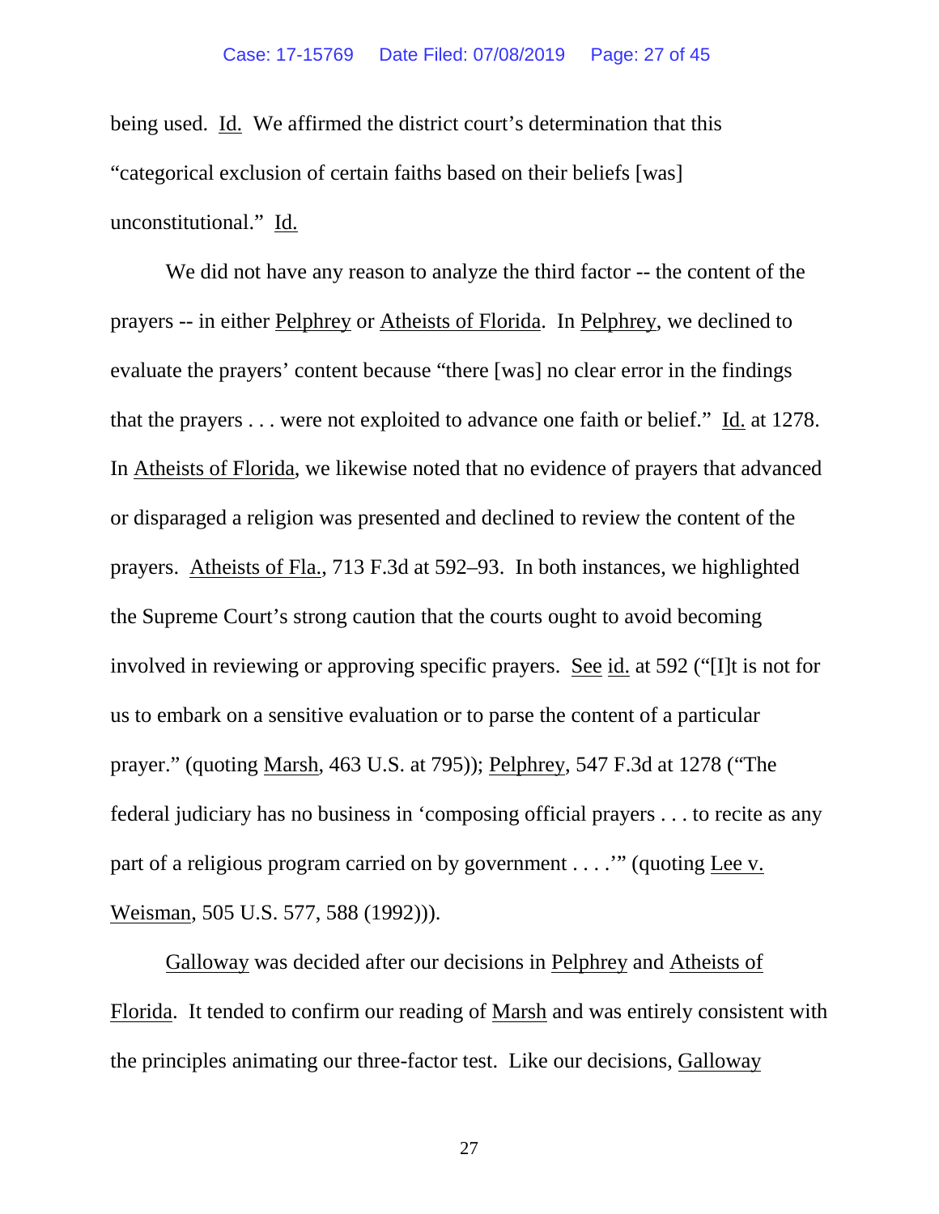being used. Id. We affirmed the district court's determination that this "categorical exclusion of certain faiths based on their beliefs [was] unconstitutional." Id.

We did not have any reason to analyze the third factor -- the content of the prayers -- in either Pelphrey or Atheists of Florida. In Pelphrey, we declined to evaluate the prayers' content because "there [was] no clear error in the findings that the prayers . . . were not exploited to advance one faith or belief." Id. at 1278. In Atheists of Florida, we likewise noted that no evidence of prayers that advanced or disparaged a religion was presented and declined to review the content of the prayers. Atheists of Fla., 713 F.3d at 592–93. In both instances, we highlighted the Supreme Court's strong caution that the courts ought to avoid becoming involved in reviewing or approving specific prayers. See id. at 592 ("[I]t is not for us to embark on a sensitive evaluation or to parse the content of a particular prayer." (quoting Marsh, 463 U.S. at 795)); Pelphrey, 547 F.3d at 1278 ("The federal judiciary has no business in 'composing official prayers . . . to recite as any part of a religious program carried on by government . . . .'" (quoting Lee v. Weisman, 505 U.S. 577, 588 (1992))).

Galloway was decided after our decisions in Pelphrey and Atheists of Florida. It tended to confirm our reading of Marsh and was entirely consistent with the principles animating our three-factor test. Like our decisions, Galloway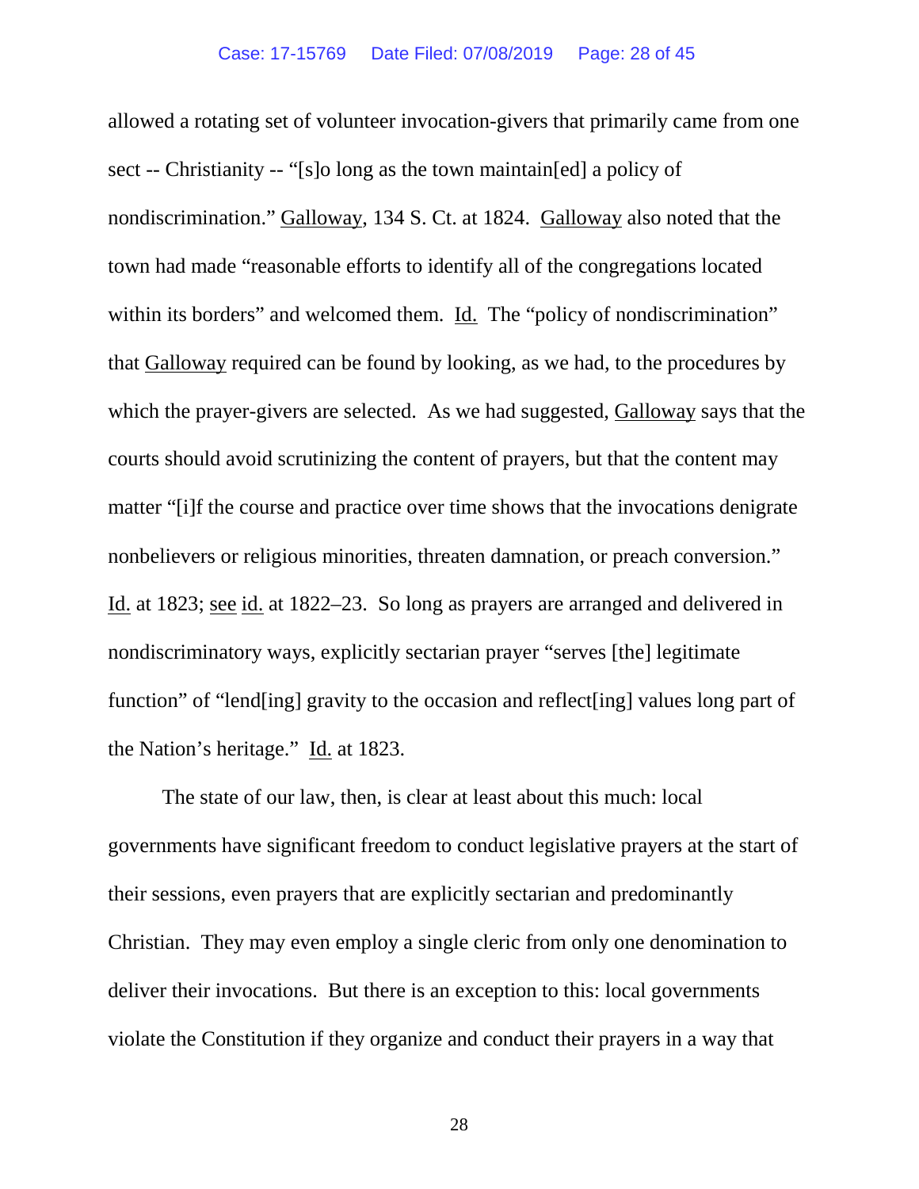allowed a rotating set of volunteer invocation-givers that primarily came from one sect -- Christianity -- "[s]o long as the town maintain[ed] a policy of nondiscrimination." Galloway, 134 S. Ct. at 1824. Galloway also noted that the town had made "reasonable efforts to identify all of the congregations located within its borders" and welcomed them. Id. The "policy of nondiscrimination" that Galloway required can be found by looking, as we had, to the procedures by which the prayer-givers are selected. As we had suggested, Galloway says that the courts should avoid scrutinizing the content of prayers, but that the content may matter "[i]f the course and practice over time shows that the invocations denigrate nonbelievers or religious minorities, threaten damnation, or preach conversion." Id. at 1823; see id. at 1822–23. So long as prayers are arranged and delivered in nondiscriminatory ways, explicitly sectarian prayer "serves [the] legitimate function" of "lend[ing] gravity to the occasion and reflect[ing] values long part of the Nation's heritage." Id. at 1823.

The state of our law, then, is clear at least about this much: local governments have significant freedom to conduct legislative prayers at the start of their sessions, even prayers that are explicitly sectarian and predominantly Christian. They may even employ a single cleric from only one denomination to deliver their invocations. But there is an exception to this: local governments violate the Constitution if they organize and conduct their prayers in a way that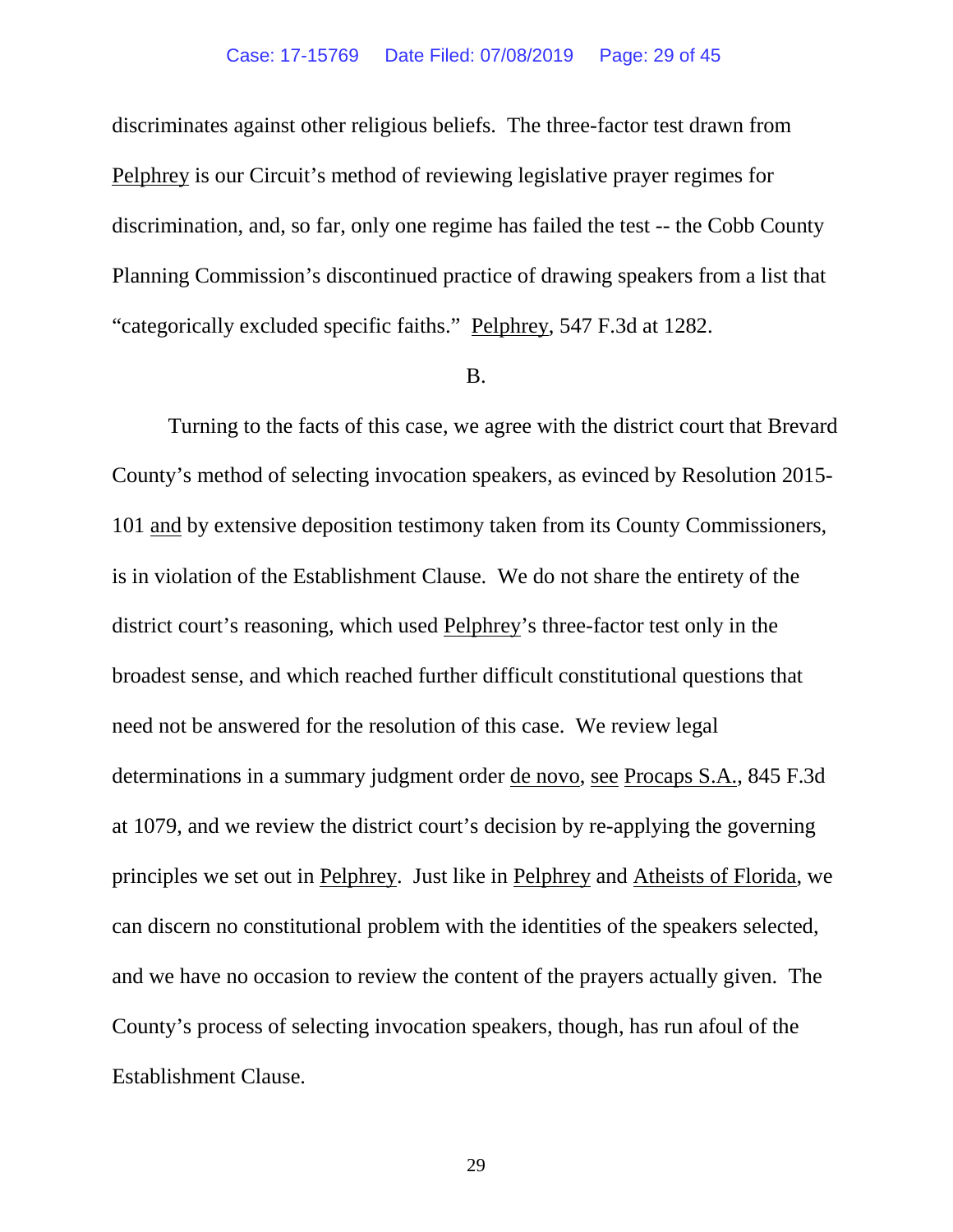discriminates against other religious beliefs. The three-factor test drawn from Pelphrey is our Circuit's method of reviewing legislative prayer regimes for discrimination, and, so far, only one regime has failed the test -- the Cobb County Planning Commission's discontinued practice of drawing speakers from a list that "categorically excluded specific faiths." Pelphrey, 547 F.3d at 1282.

B.

Turning to the facts of this case, we agree with the district court that Brevard County's method of selecting invocation speakers, as evinced by Resolution 2015-101 and by extensive deposition testimony taken from its County Commissioners, is in violation of the Establishment Clause. We do not share the entirety of the district court's reasoning, which used Pelphrey's three-factor test only in the broadest sense, and which reached further difficult constitutional questions that need not be answered for the resolution of this case. We review legal determinations in a summary judgment order de novo, see Procaps S.A., 845 F.3d at 1079, and we review the district court's decision by re-applying the governing principles we set out in Pelphrey. Just like in Pelphrey and Atheists of Florida, we can discern no constitutional problem with the identities of the speakers selected, and we have no occasion to review the content of the prayers actually given. The County's process of selecting invocation speakers, though, has run afoul of the Establishment Clause.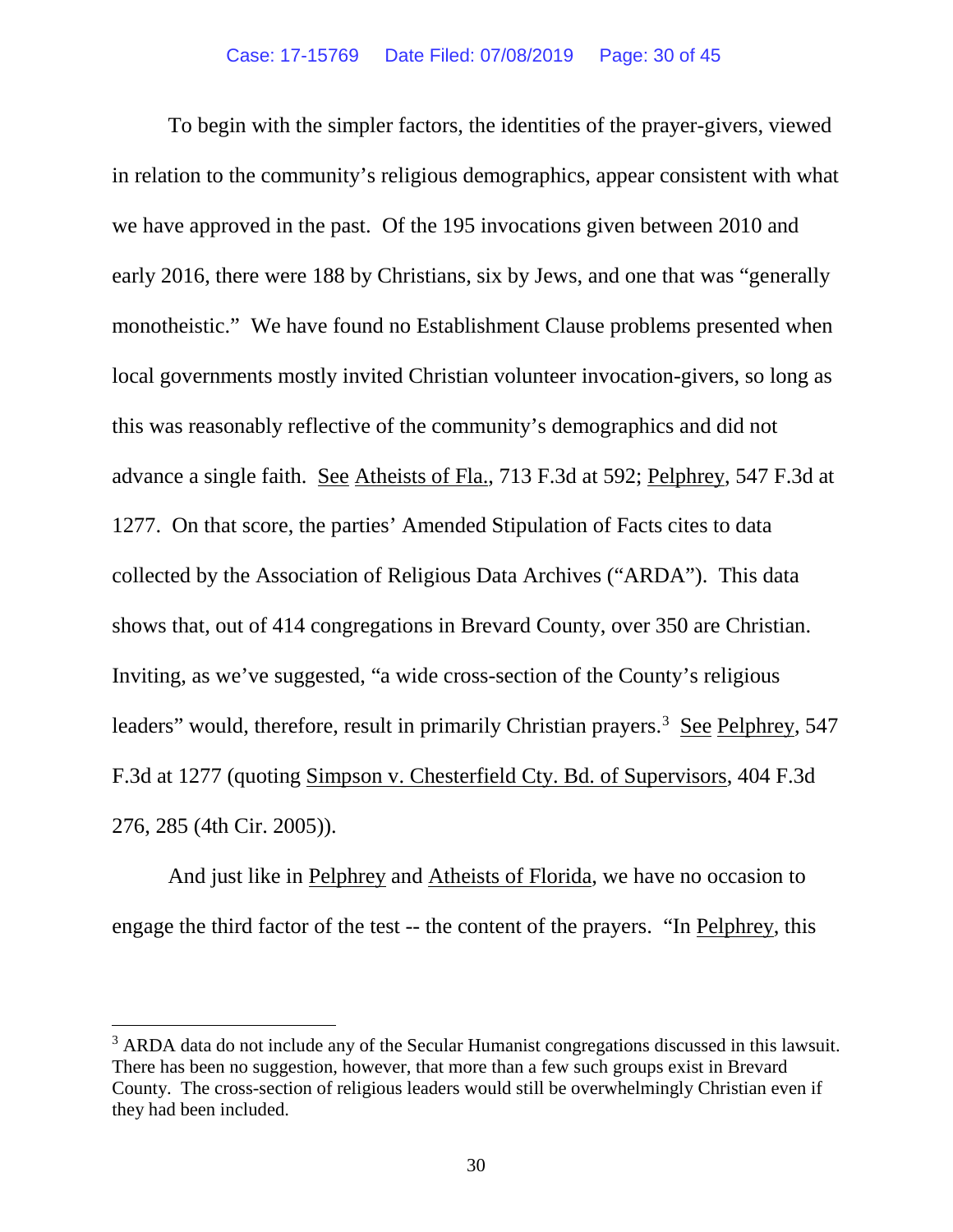To begin with the simpler factors, the identities of the prayer-givers, viewed in relation to the community's religious demographics, appear consistent with what we have approved in the past. Of the 195 invocations given between 2010 and early 2016, there were 188 by Christians, six by Jews, and one that was "generally monotheistic." We have found no Establishment Clause problems presented when local governments mostly invited Christian volunteer invocation-givers, so long as this was reasonably reflective of the community's demographics and did not advance a single faith. See Atheists of Fla., 713 F.3d at 592; Pelphrey, 547 F.3d at 1277. On that score, the parties' Amended Stipulation of Facts cites to data collected by the Association of Religious Data Archives ("ARDA"). This data shows that, out of 414 congregations in Brevard County, over 350 are Christian. Inviting, as we've suggested, "a wide cross-section of the County's religious leaders" would, therefore, result in primarily Christian prayers.[3] See Pelphrey, 547 F.3d at 1277 (quoting Simpson v. Chesterfield Cty. Bd. of Supervisors, 404 F.3d 276, 285 (4th Cir. 2005)).

And just like in Pelphrey and Atheists of Florida, we have no occasion to engage the third factor of the test -- the content of the prayers. "In Pelphrey, this

[3] ARDA data do not include any of the Secular Humanist congregations discussed in this lawsuit. There has been no suggestion, however, that more than a few such groups exist in Brevard County. The cross-section of religious leaders would still be overwhelmingly Christian even if they had been included.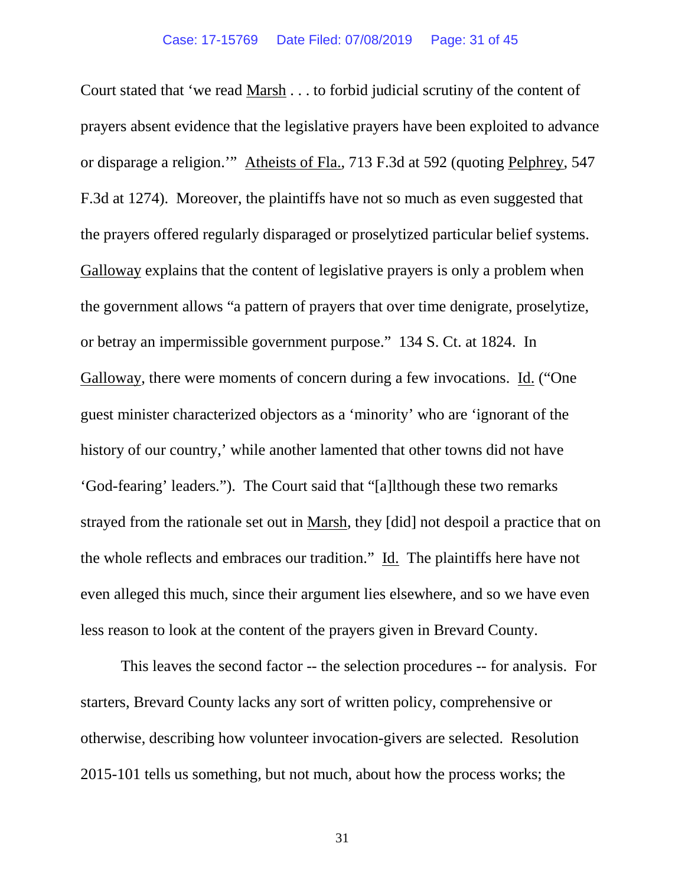Court stated that 'we read Marsh . . . to forbid judicial scrutiny of the content of prayers absent evidence that the legislative prayers have been exploited to advance or disparage a religion.'" Atheists of Fla., 713 F.3d at 592 (quoting Pelphrey, 547 F.3d at 1274). Moreover, the plaintiffs have not so much as even suggested that the prayers offered regularly disparaged or proselytized particular belief systems. Galloway explains that the content of legislative prayers is only a problem when the government allows "a pattern of prayers that over time denigrate, proselytize, or betray an impermissible government purpose." 134 S. Ct. at 1824. In Galloway, there were moments of concern during a few invocations. Id. ("One guest minister characterized objectors as a 'minority' who are 'ignorant of the history of our country,' while another lamented that other towns did not have 'God-fearing' leaders."). The Court said that "[a]lthough these two remarks strayed from the rationale set out in Marsh, they [did] not despoil a practice that on the whole reflects and embraces our tradition." Id. The plaintiffs here have not even alleged this much, since their argument lies elsewhere, and so we have even less reason to look at the content of the prayers given in Brevard County.

This leaves the second factor -- the selection procedures -- for analysis. For starters, Brevard County lacks any sort of written policy, comprehensive or otherwise, describing how volunteer invocation-givers are selected. Resolution 2015-101 tells us something, but not much, about how the process works; the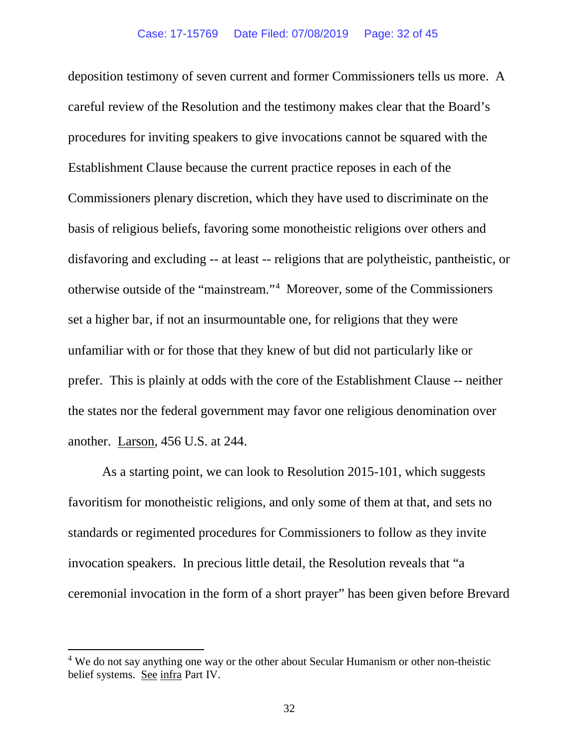deposition testimony of seven current and former Commissioners tells us more. A careful review of the Resolution and the testimony makes clear that the Board's procedures for inviting speakers to give invocations cannot be squared with the Establishment Clause because the current practice reposes in each of the Commissioners plenary discretion, which they have used to discriminate on the basis of religious beliefs, favoring some monotheistic religions over others and disfavoring and excluding -- at least -- religions that are polytheistic, pantheistic, or otherwise outside of the "mainstream."[4] Moreover, some of the Commissioners set a higher bar, if not an insurmountable one, for religions that they were unfamiliar with or for those that they knew of but did not particularly like or prefer. This is plainly at odds with the core of the Establishment Clause -- neither the states nor the federal government may favor one religious denomination over another. Larson, 456 U.S. at 244.

As a starting point, we can look to Resolution 2015-101, which suggests favoritism for monotheistic religions, and only some of them at that, and sets no standards or regimented procedures for Commissioners to follow as they invite invocation speakers. In precious little detail, the Resolution reveals that "a ceremonial invocation in the form of a short prayer" has been given before Brevard

---

[4] We do not say anything one way or the other about Secular Humanism or other non-theistic belief systems. See infra Part IV.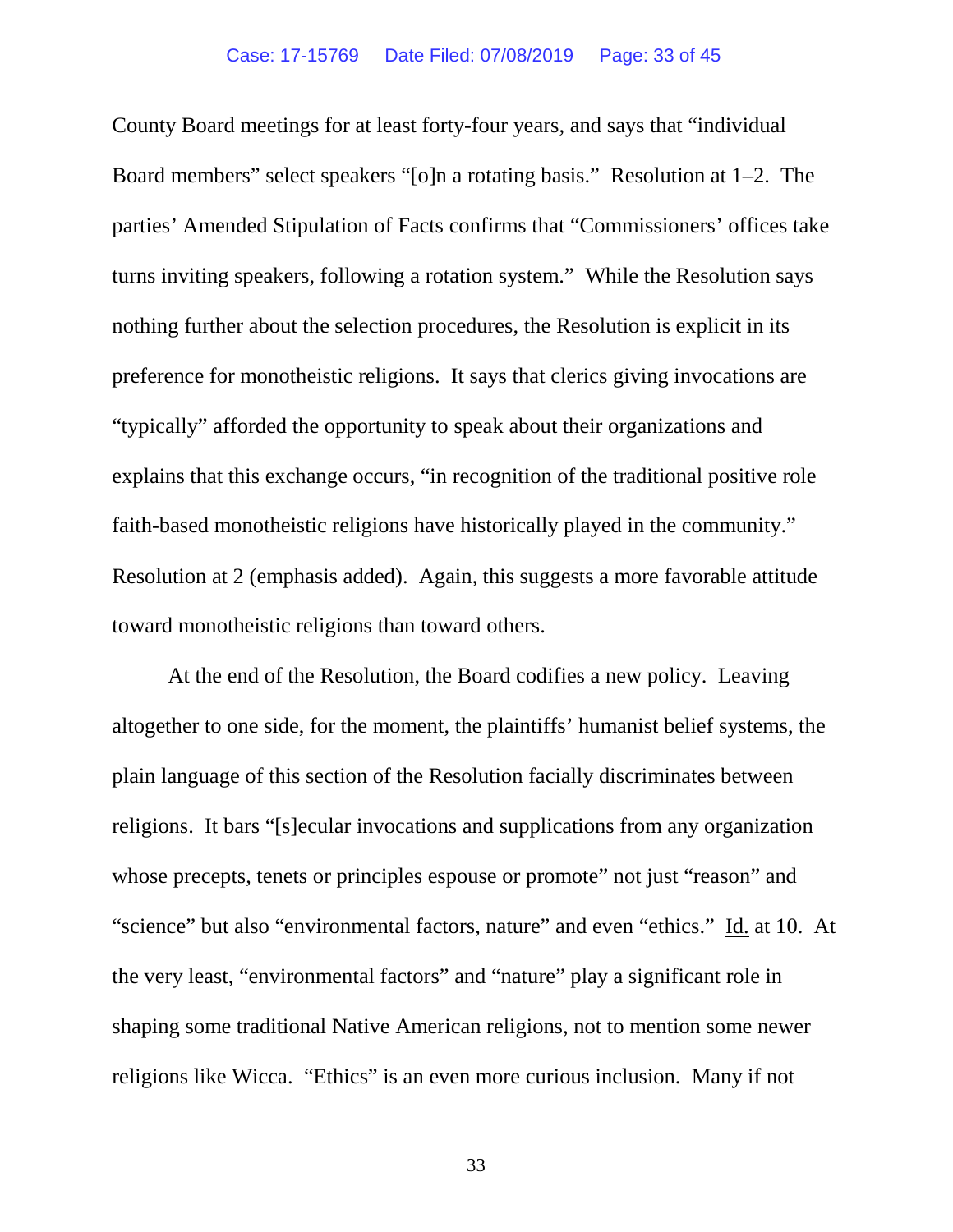County Board meetings for at least forty-four years, and says that "individual Board members" select speakers "[o]n a rotating basis." Resolution at 1–2. The parties' Amended Stipulation of Facts confirms that "Commissioners' offices take turns inviting speakers, following a rotation system." While the Resolution says nothing further about the selection procedures, the Resolution is explicit in its preference for monotheistic religions. It says that clerics giving invocations are "typically" afforded the opportunity to speak about their organizations and explains that this exchange occurs, "in recognition of the traditional positive role <u>faith-based monotheistic religions</u> have historically played in the community." Resolution at 2 (emphasis added). Again, this suggests a more favorable attitude toward monotheistic religions than toward others.

At the end of the Resolution, the Board codifies a new policy. Leaving altogether to one side, for the moment, the plaintiffs' humanist belief systems, the plain language of this section of the Resolution facially discriminates between religions. It bars "[s]ecular invocations and supplications from any organization whose precepts, tenets or principles espouse or promote" not just "reason" and "science" but also "environmental factors, nature" and even "ethics." <u>Id.</u> at 10. At the very least, "environmental factors" and "nature" play a significant role in shaping some traditional Native American religions, not to mention some newer religions like Wicca. "Ethics" is an even more curious inclusion. Many if not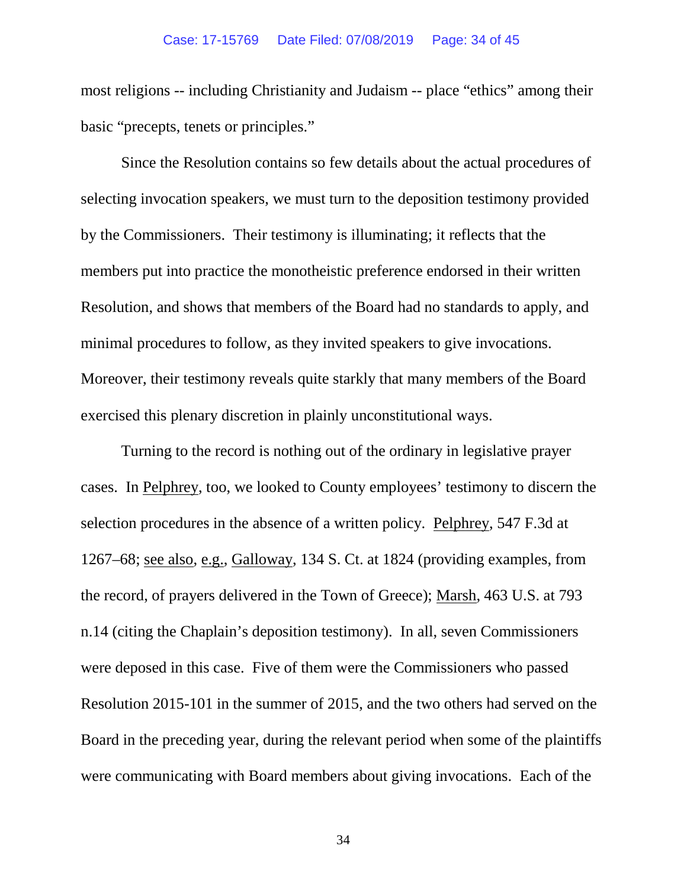most religions -- including Christianity and Judaism -- place "ethics" among their basic "precepts, tenets or principles."

Since the Resolution contains so few details about the actual procedures of selecting invocation speakers, we must turn to the deposition testimony provided by the Commissioners. Their testimony is illuminating; it reflects that the members put into practice the monotheistic preference endorsed in their written Resolution, and shows that members of the Board had no standards to apply, and minimal procedures to follow, as they invited speakers to give invocations. Moreover, their testimony reveals quite starkly that many members of the Board exercised this plenary discretion in plainly unconstitutional ways.

Turning to the record is nothing out of the ordinary in legislative prayer cases. In Pelphrey, too, we looked to County employees' testimony to discern the selection procedures in the absence of a written policy. Pelphrey, 547 F.3d at 1267–68; see also, e.g., Galloway, 134 S. Ct. at 1824 (providing examples, from the record, of prayers delivered in the Town of Greece); Marsh, 463 U.S. at 793 n.14 (citing the Chaplain's deposition testimony). In all, seven Commissioners were deposed in this case. Five of them were the Commissioners who passed Resolution 2015-101 in the summer of 2015, and the two others had served on the Board in the preceding year, during the relevant period when some of the plaintiffs were communicating with Board members about giving invocations. Each of the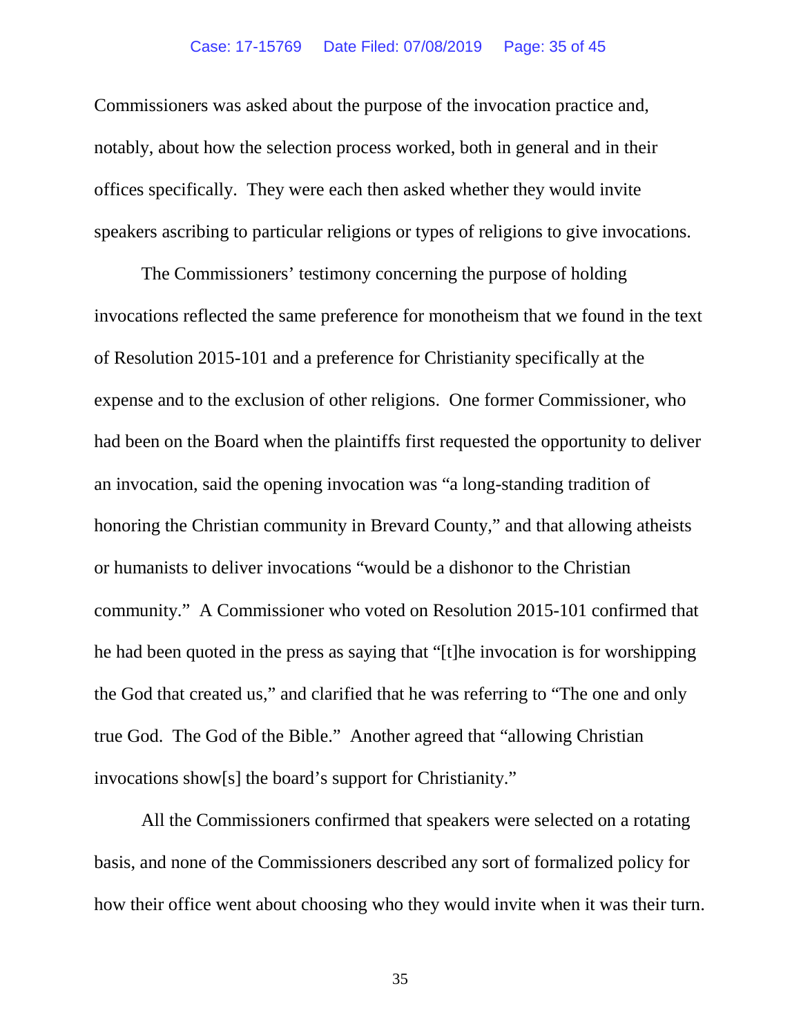Commissioners was asked about the purpose of the invocation practice and, notably, about how the selection process worked, both in general and in their offices specifically. They were each then asked whether they would invite speakers ascribing to particular religions or types of religions to give invocations.

The Commissioners' testimony concerning the purpose of holding invocations reflected the same preference for monotheism that we found in the text of Resolution 2015-101 and a preference for Christianity specifically at the expense and to the exclusion of other religions. One former Commissioner, who had been on the Board when the plaintiffs first requested the opportunity to deliver an invocation, said the opening invocation was "a long-standing tradition of honoring the Christian community in Brevard County," and that allowing atheists or humanists to deliver invocations "would be a dishonor to the Christian community." A Commissioner who voted on Resolution 2015-101 confirmed that he had been quoted in the press as saying that "[t]he invocation is for worshipping the God that created us," and clarified that he was referring to "The one and only true God. The God of the Bible." Another agreed that "allowing Christian invocations show[s] the board's support for Christianity."

All the Commissioners confirmed that speakers were selected on a rotating basis, and none of the Commissioners described any sort of formalized policy for how their office went about choosing who they would invite when it was their turn.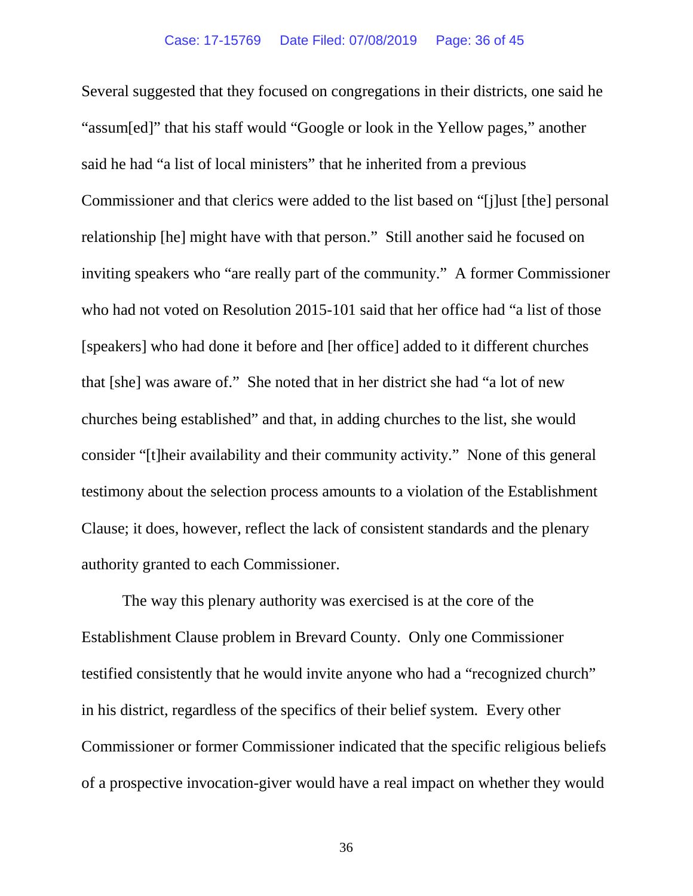Several suggested that they focused on congregations in their districts, one said he "assum[ed]" that his staff would "Google or look in the Yellow pages," another said he had "a list of local ministers" that he inherited from a previous Commissioner and that clerics were added to the list based on "[j]ust [the] personal relationship [he] might have with that person." Still another said he focused on inviting speakers who "are really part of the community." A former Commissioner who had not voted on Resolution 2015-101 said that her office had "a list of those [speakers] who had done it before and [her office] added to it different churches that [she] was aware of." She noted that in her district she had "a lot of new churches being established" and that, in adding churches to the list, she would consider "[t]heir availability and their community activity." None of this general testimony about the selection process amounts to a violation of the Establishment Clause; it does, however, reflect the lack of consistent standards and the plenary authority granted to each Commissioner.

The way this plenary authority was exercised is at the core of the Establishment Clause problem in Brevard County. Only one Commissioner testified consistently that he would invite anyone who had a "recognized church" in his district, regardless of the specifics of their belief system. Every other Commissioner or former Commissioner indicated that the specific religious beliefs of a prospective invocation-giver would have a real impact on whether they would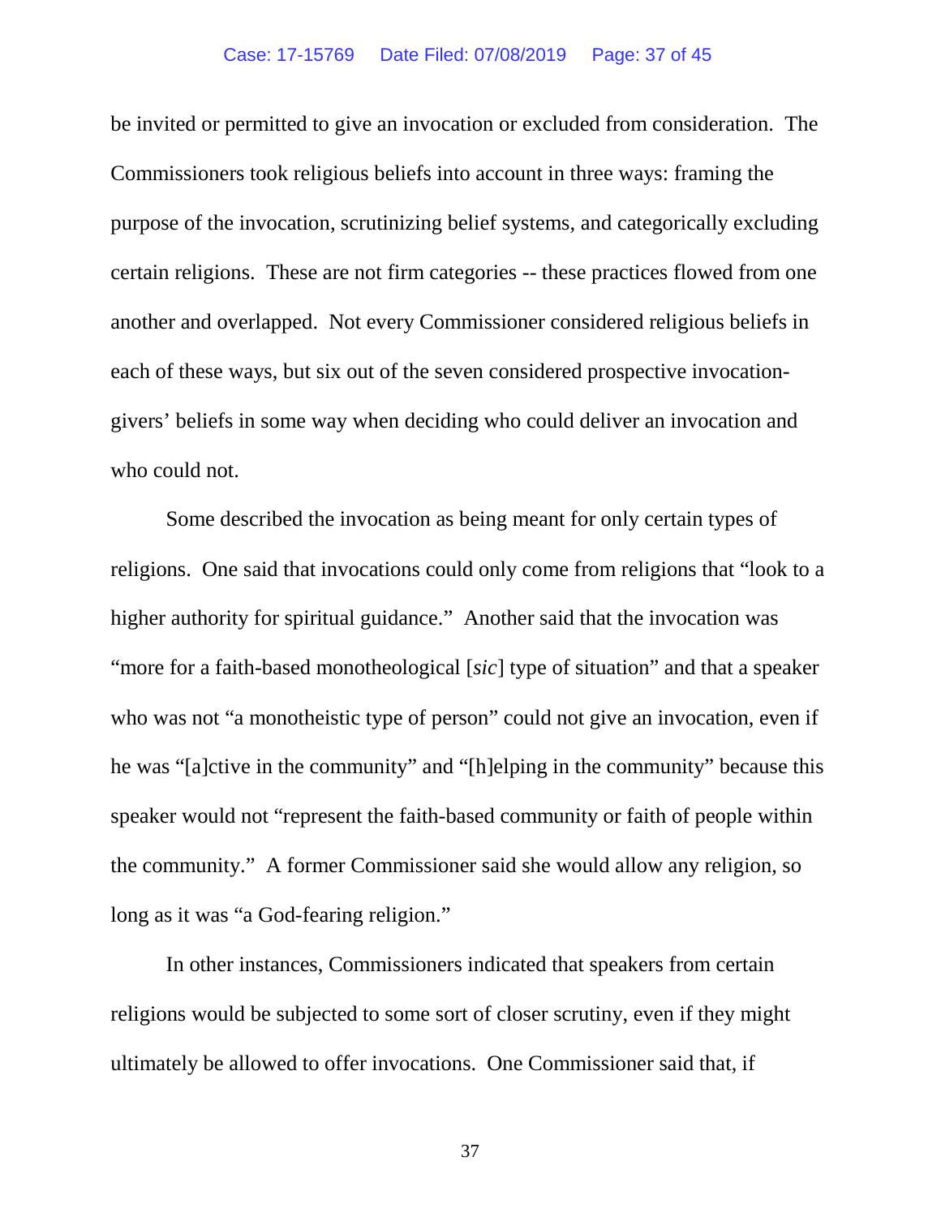be invited or permitted to give an invocation or excluded from consideration. The Commissioners took religious beliefs into account in three ways: framing the purpose of the invocation, scrutinizing belief systems, and categorically excluding certain religions. These are not firm categories -- these practices flowed from one another and overlapped. Not every Commissioner considered religious beliefs in each of these ways, but six out of the seven considered prospective invocation-givers' beliefs in some way when deciding who could deliver an invocation and who could not.

Some described the invocation as being meant for only certain types of religions. One said that invocations could only come from religions that "look to a higher authority for spiritual guidance." Another said that the invocation was "more for a faith-based monotheological [*sic*] type of situation" and that a speaker who was not "a monotheistic type of person" could not give an invocation, even if he was "[a]ctive in the community" and "[h]elping in the community" because this speaker would not "represent the faith-based community or faith of people within the community." A former Commissioner said she would allow any religion, so long as it was "a God-fearing religion."

In other instances, Commissioners indicated that speakers from certain religions would be subjected to some sort of closer scrutiny, even if they might ultimately be allowed to offer invocations. One Commissioner said that, if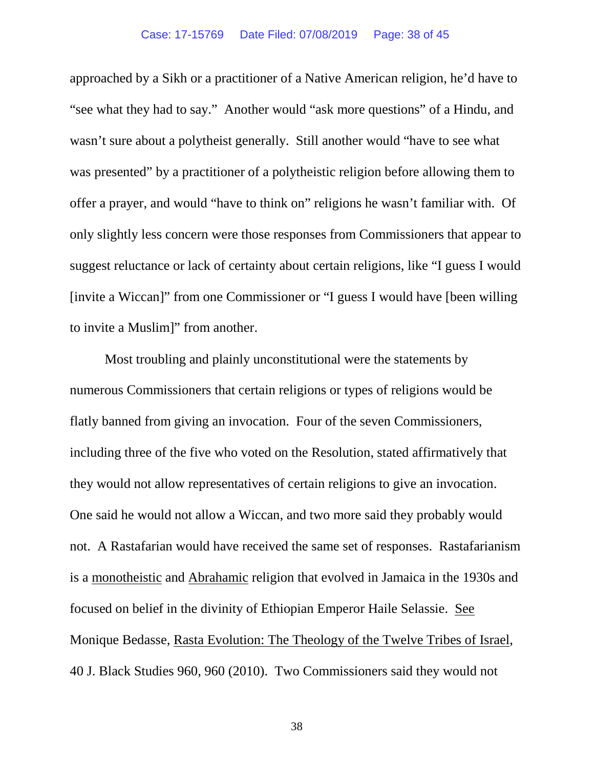approached by a Sikh or a practitioner of a Native American religion, he'd have to "see what they had to say." Another would "ask more questions" of a Hindu, and wasn't sure about a polytheist generally. Still another would "have to see what was presented" by a practitioner of a polytheistic religion before allowing them to offer a prayer, and would "have to think on" religions he wasn't familiar with. Of only slightly less concern were those responses from Commissioners that appear to suggest reluctance or lack of certainty about certain religions, like "I guess I would [invite a Wiccan]" from one Commissioner or "I guess I would have [been willing to invite a Muslim]" from another.

Most troubling and plainly unconstitutional were the statements by numerous Commissioners that certain religions or types of religions would be flatly banned from giving an invocation. Four of the seven Commissioners, including three of the five who voted on the Resolution, stated affirmatively that they would not allow representatives of certain religions to give an invocation. One said he would not allow a Wiccan, and two more said they probably would not. A Rastafarian would have received the same set of responses. Rastafarianism is a <u>monotheistic</u> and <u>Abrahamic</u> religion that evolved in Jamaica in the 1930s and focused on belief in the divinity of Ethiopian Emperor Haile Selassie. <u>See</u> Monique Bedasse, <u>Rasta Evolution: The Theology of the Twelve Tribes of Israel</u>, 40 J. Black Studies 960, 960 (2010). Two Commissioners said they would not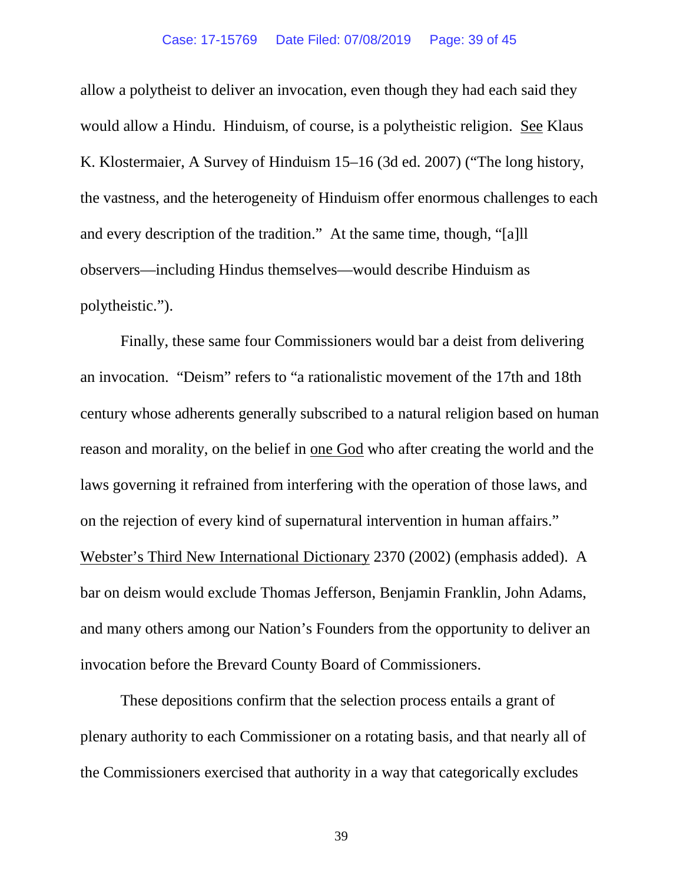allow a polytheist to deliver an invocation, even though they had each said they would allow a Hindu. Hinduism, of course, is a polytheistic religion. See Klaus K. Klostermaier, A Survey of Hinduism 15–16 (3d ed. 2007) ("The long history, the vastness, and the heterogeneity of Hinduism offer enormous challenges to each and every description of the tradition." At the same time, though, "[a]ll observers—including Hindus themselves—would describe Hinduism as polytheistic.").

Finally, these same four Commissioners would bar a deist from delivering an invocation. "Deism" refers to "a rationalistic movement of the 17th and 18th century whose adherents generally subscribed to a natural religion based on human reason and morality, on the belief in one God who after creating the world and the laws governing it refrained from interfering with the operation of those laws, and on the rejection of every kind of supernatural intervention in human affairs." Webster's Third New International Dictionary 2370 (2002) (emphasis added). A bar on deism would exclude Thomas Jefferson, Benjamin Franklin, John Adams, and many others among our Nation's Founders from the opportunity to deliver an invocation before the Brevard County Board of Commissioners.

These depositions confirm that the selection process entails a grant of plenary authority to each Commissioner on a rotating basis, and that nearly all of the Commissioners exercised that authority in a way that categorically excludes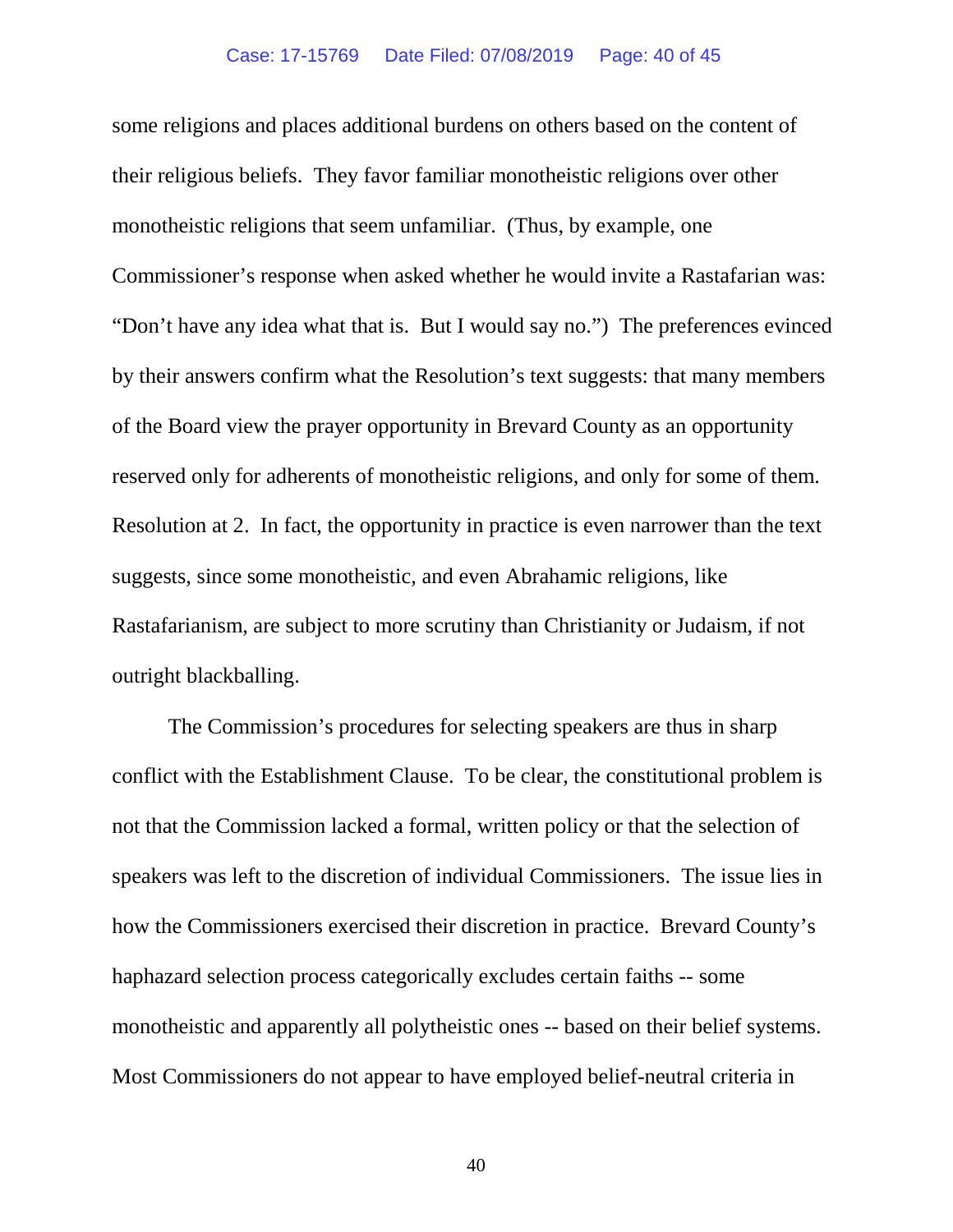some religions and places additional burdens on others based on the content of their religious beliefs. They favor familiar monotheistic religions over other monotheistic religions that seem unfamiliar. (Thus, by example, one Commissioner's response when asked whether he would invite a Rastafarian was: "Don't have any idea what that is. But I would say no.") The preferences evinced by their answers confirm what the Resolution's text suggests: that many members of the Board view the prayer opportunity in Brevard County as an opportunity reserved only for adherents of monotheistic religions, and only for some of them. Resolution at 2. In fact, the opportunity in practice is even narrower than the text suggests, since some monotheistic, and even Abrahamic religions, like Rastafarianism, are subject to more scrutiny than Christianity or Judaism, if not outright blackballing.

The Commission's procedures for selecting speakers are thus in sharp conflict with the Establishment Clause. To be clear, the constitutional problem is not that the Commission lacked a formal, written policy or that the selection of speakers was left to the discretion of individual Commissioners. The issue lies in how the Commissioners exercised their discretion in practice. Brevard County's haphazard selection process categorically excludes certain faiths -- some monotheistic and apparently all polytheistic ones -- based on their belief systems. Most Commissioners do not appear to have employed belief-neutral criteria in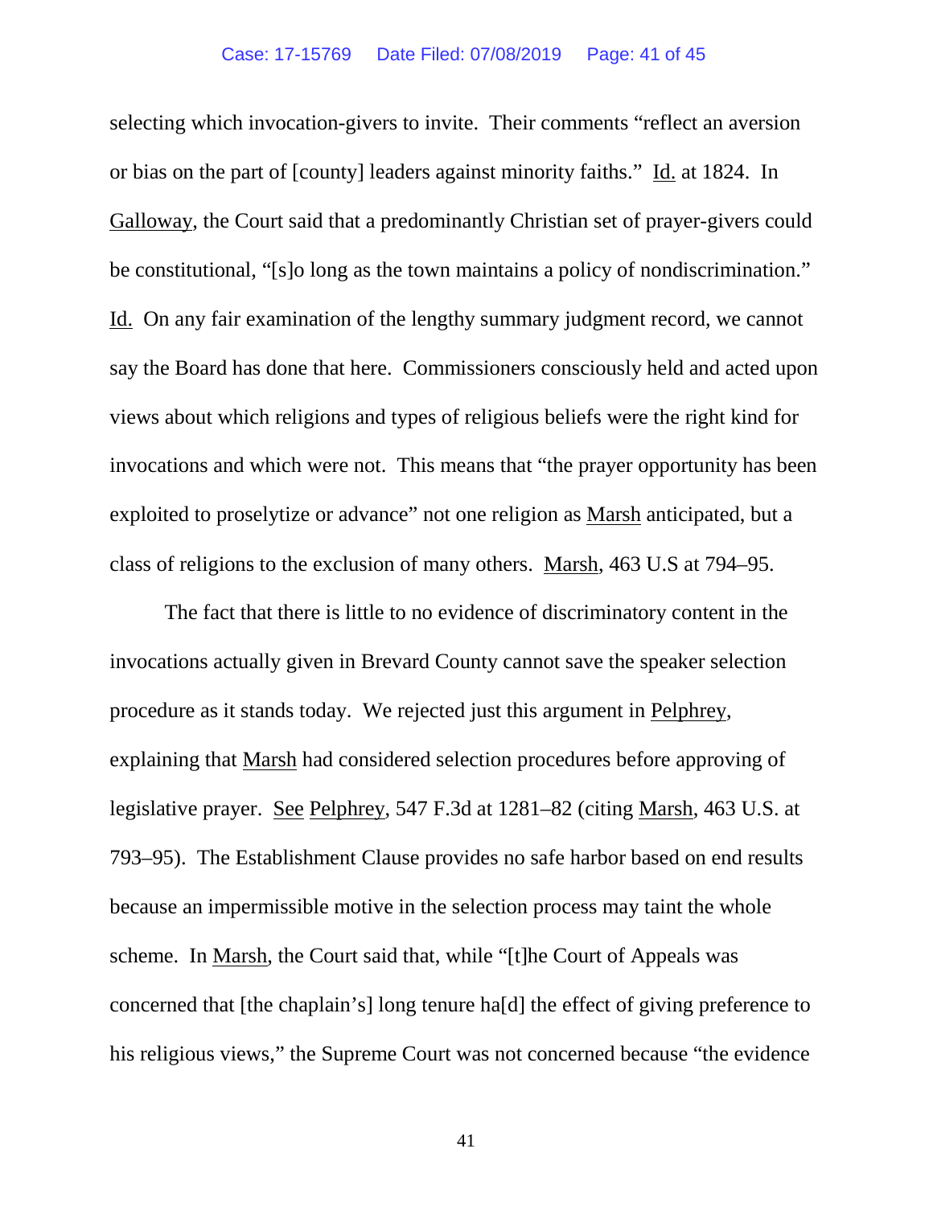selecting which invocation-givers to invite. Their comments "reflect an aversion or bias on the part of [county] leaders against minority faiths." Id. at 1824. In Galloway, the Court said that a predominantly Christian set of prayer-givers could be constitutional, "[s]o long as the town maintains a policy of nondiscrimination." Id. On any fair examination of the lengthy summary judgment record, we cannot say the Board has done that here. Commissioners consciously held and acted upon views about which religions and types of religious beliefs were the right kind for invocations and which were not. This means that "the prayer opportunity has been exploited to proselytize or advance" not one religion as Marsh anticipated, but a class of religions to the exclusion of many others. Marsh, 463 U.S at 794–95.

The fact that there is little to no evidence of discriminatory content in the invocations actually given in Brevard County cannot save the speaker selection procedure as it stands today. We rejected just this argument in Pelphrey, explaining that Marsh had considered selection procedures before approving of legislative prayer. See Pelphrey, 547 F.3d at 1281–82 (citing Marsh, 463 U.S. at 793–95). The Establishment Clause provides no safe harbor based on end results because an impermissible motive in the selection process may taint the whole scheme. In Marsh, the Court said that, while "[t]he Court of Appeals was concerned that [the chaplain's] long tenure ha[d] the effect of giving preference to his religious views," the Supreme Court was not concerned because "the evidence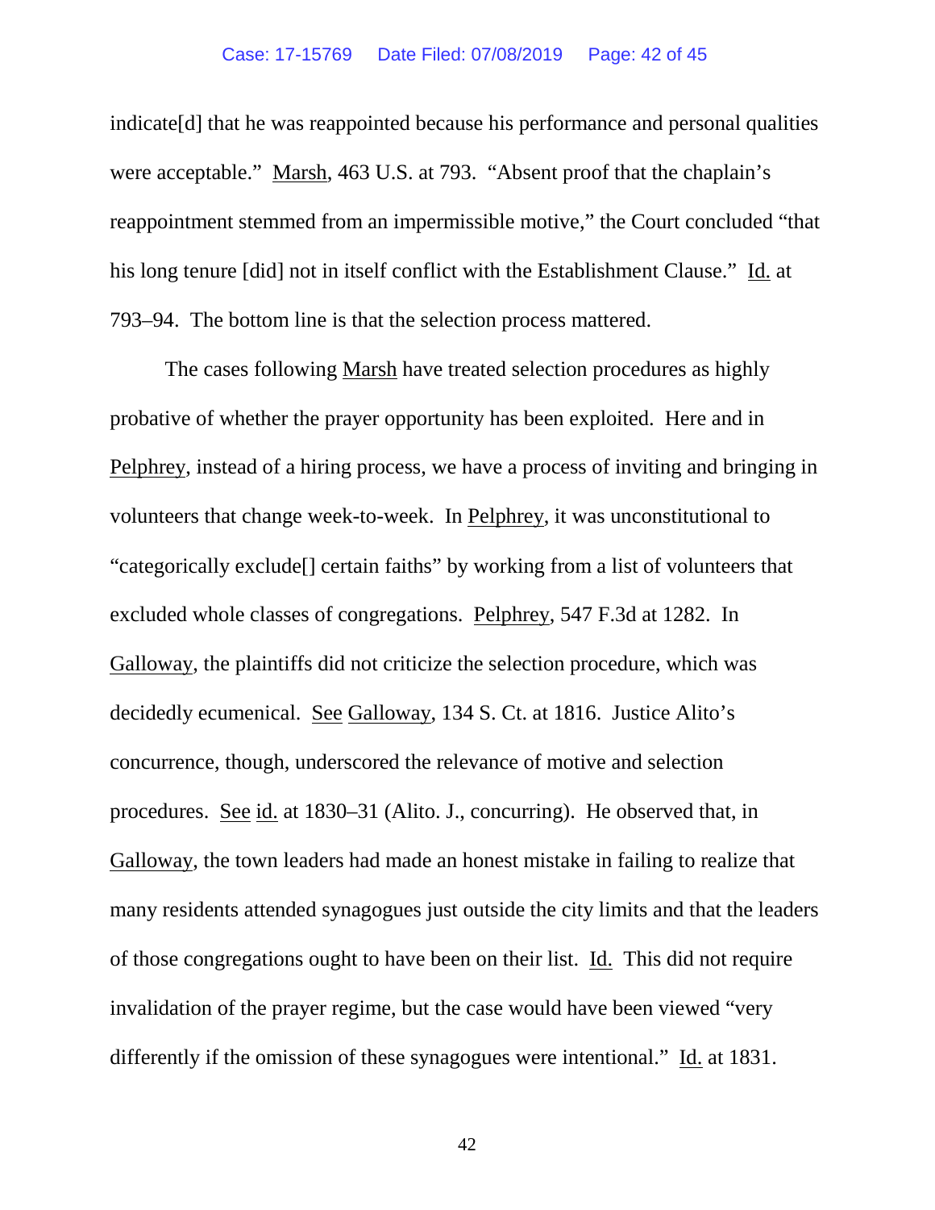indicate[d] that he was reappointed because his performance and personal qualities were acceptable." Marsh, 463 U.S. at 793. "Absent proof that the chaplain's reappointment stemmed from an impermissible motive," the Court concluded "that his long tenure [did] not in itself conflict with the Establishment Clause." Id. at 793–94. The bottom line is that the selection process mattered.

The cases following Marsh have treated selection procedures as highly probative of whether the prayer opportunity has been exploited. Here and in Pelphrey, instead of a hiring process, we have a process of inviting and bringing in volunteers that change week-to-week. In Pelphrey, it was unconstitutional to "categorically exclude[] certain faiths" by working from a list of volunteers that excluded whole classes of congregations. Pelphrey, 547 F.3d at 1282. In Galloway, the plaintiffs did not criticize the selection procedure, which was decidedly ecumenical. See Galloway, 134 S. Ct. at 1816. Justice Alito's concurrence, though, underscored the relevance of motive and selection procedures. See id. at 1830–31 (Alito. J., concurring). He observed that, in Galloway, the town leaders had made an honest mistake in failing to realize that many residents attended synagogues just outside the city limits and that the leaders of those congregations ought to have been on their list. Id. This did not require invalidation of the prayer regime, but the case would have been viewed "very differently if the omission of these synagogues were intentional." Id. at 1831.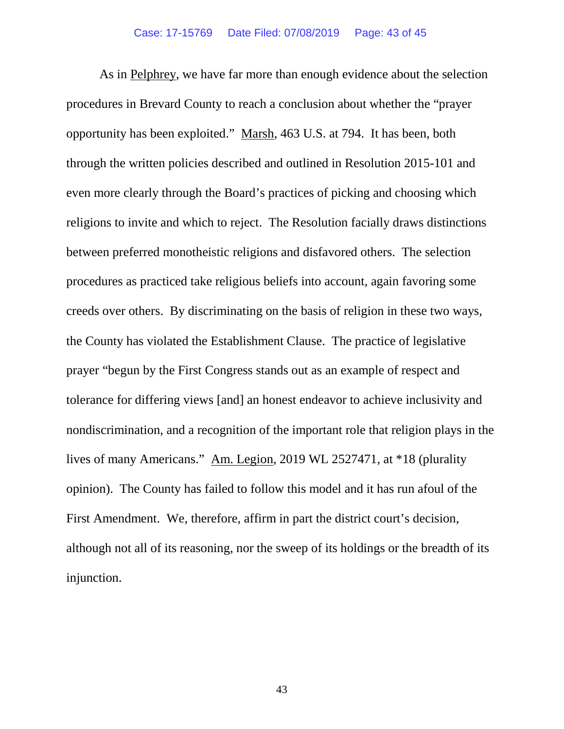As in Pelphrey, we have far more than enough evidence about the selection procedures in Brevard County to reach a conclusion about whether the "prayer opportunity has been exploited." Marsh, 463 U.S. at 794. It has been, both through the written policies described and outlined in Resolution 2015-101 and even more clearly through the Board's practices of picking and choosing which religions to invite and which to reject. The Resolution facially draws distinctions between preferred monotheistic religions and disfavored others. The selection procedures as practiced take religious beliefs into account, again favoring some creeds over others. By discriminating on the basis of religion in these two ways, the County has violated the Establishment Clause. The practice of legislative prayer "begun by the First Congress stands out as an example of respect and tolerance for differing views [and] an honest endeavor to achieve inclusivity and nondiscrimination, and a recognition of the important role that religion plays in the lives of many Americans." Am. Legion, 2019 WL 2527471, at *18 (plurality opinion). The County has failed to follow this model and it has run afoul of the First Amendment. We, therefore, affirm in part the district court's decision, although not all of its reasoning, nor the sweep of its holdings or the breadth of its injunction.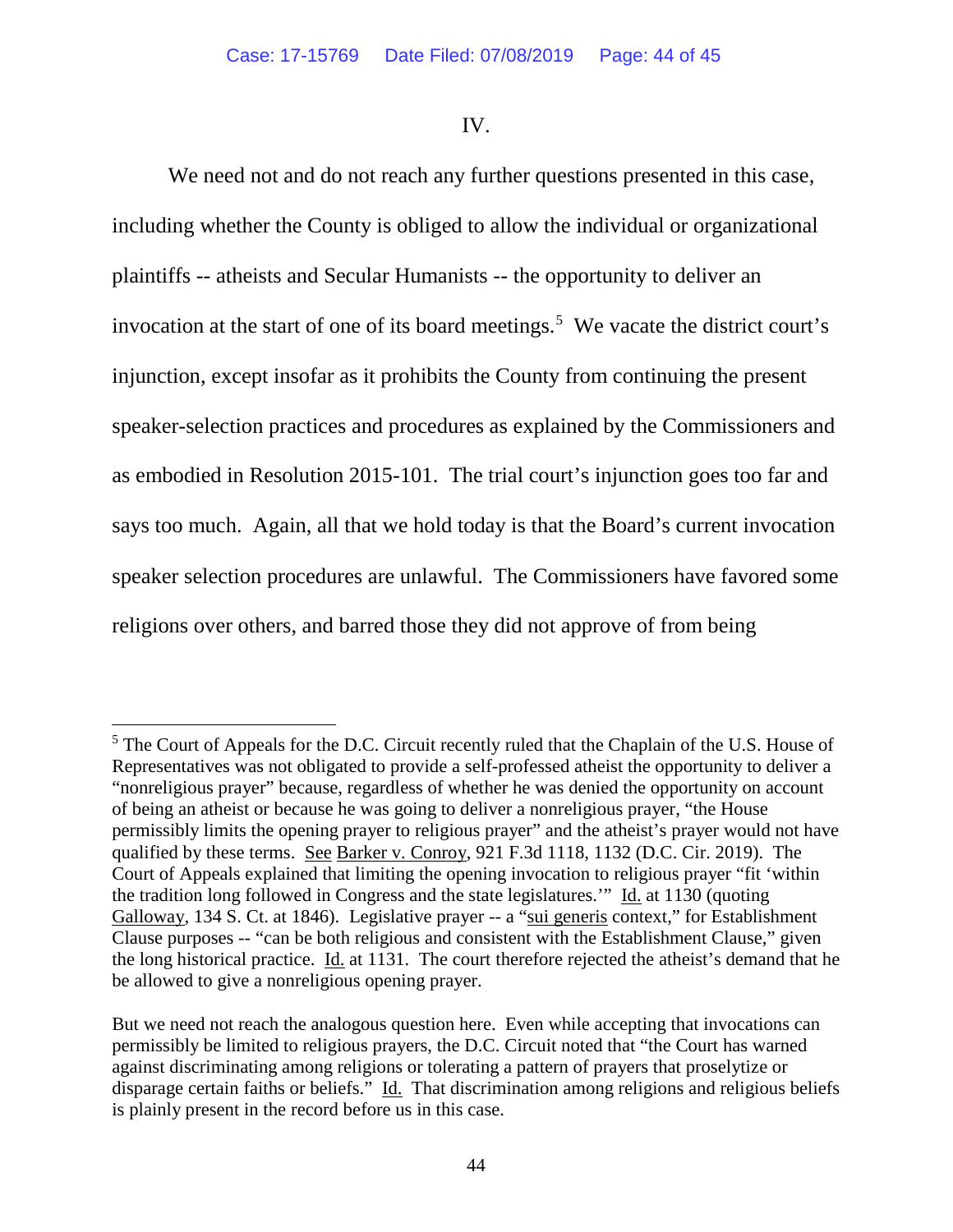## IV.

We need not and do not reach any further questions presented in this case, including whether the County is obliged to allow the individual or organizational plaintiffs -- atheists and Secular Humanists -- the opportunity to deliver an invocation at the start of one of its board meetings.[5] We vacate the district court's injunction, except insofar as it prohibits the County from continuing the present speaker-selection practices and procedures as explained by the Commissioners and as embodied in Resolution 2015-101. The trial court's injunction goes too far and says too much. Again, all that we hold today is that the Board's current invocation speaker selection procedures are unlawful. The Commissioners have favored some religions over others, and barred those they did not approve of from being

---

[5] The Court of Appeals for the D.C. Circuit recently ruled that the Chaplain of the U.S. House of Representatives was not obligated to provide a self-professed atheist the opportunity to deliver a "nonreligious prayer" because, regardless of whether he was denied the opportunity on account of being an atheist or because he was going to deliver a nonreligious prayer, "the House permissibly limits the opening prayer to religious prayer" and the atheist's prayer would not have qualified by these terms. See Barker v. Conroy, 921 F.3d 1118, 1132 (D.C. Cir. 2019). The Court of Appeals explained that limiting the opening invocation to religious prayer "fit 'within the tradition long followed in Congress and the state legislatures.'" Id. at 1130 (quoting Galloway, 134 S. Ct. at 1846). Legislative prayer -- a "sui generis context," for Establishment Clause purposes -- "can be both religious and consistent with the Establishment Clause," given the long historical practice. Id. at 1131. The court therefore rejected the atheist's demand that he be allowed to give a nonreligious opening prayer.

But we need not reach the analogous question here. Even while accepting that invocations can permissibly be limited to religious prayers, the D.C. Circuit noted that "the Court has warned against discriminating among religions or tolerating a pattern of prayers that proselytize or disparage certain faiths or beliefs." Id. That discrimination among religions and religious beliefs is plainly present in the record before us in this case.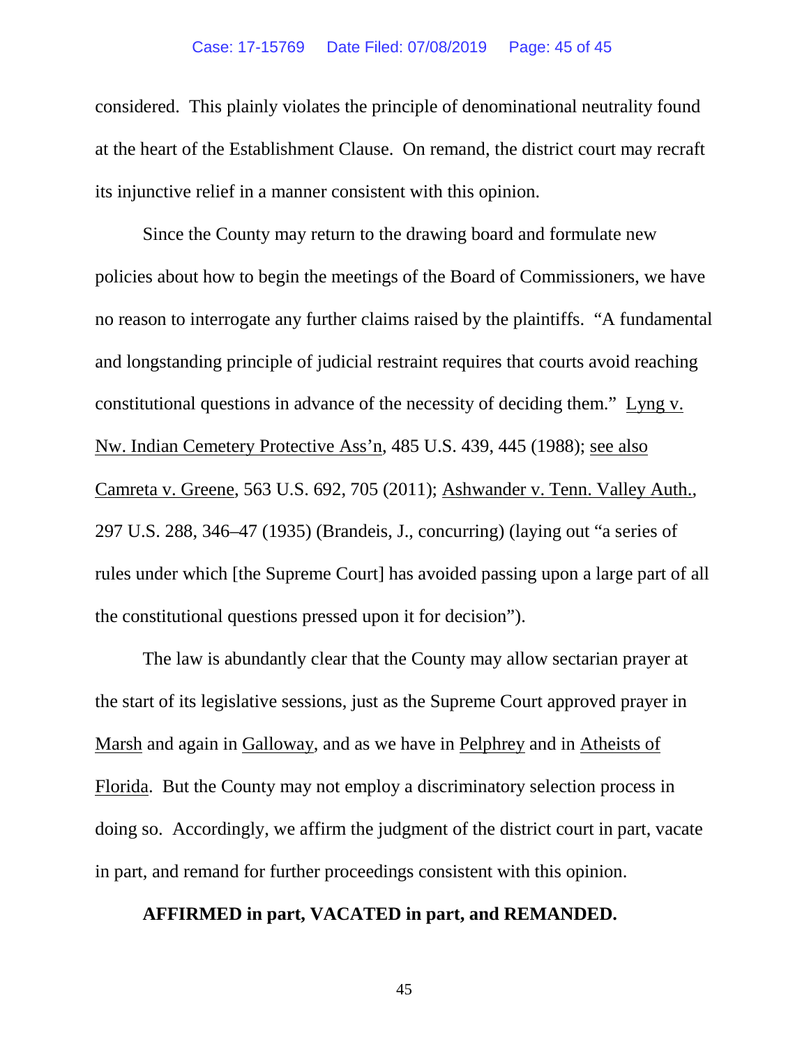considered. This plainly violates the principle of denominational neutrality found at the heart of the Establishment Clause. On remand, the district court may recraft its injunctive relief in a manner consistent with this opinion.

Since the County may return to the drawing board and formulate new policies about how to begin the meetings of the Board of Commissioners, we have no reason to interrogate any further claims raised by the plaintiffs. "A fundamental and longstanding principle of judicial restraint requires that courts avoid reaching constitutional questions in advance of the necessity of deciding them." Lyng v. Nw. Indian Cemetery Protective Ass'n, 485 U.S. 439, 445 (1988); see also Camreta v. Greene, 563 U.S. 692, 705 (2011); Ashwander v. Tenn. Valley Auth., 297 U.S. 288, 346–47 (1935) (Brandeis, J., concurring) (laying out "a series of rules under which [the Supreme Court] has avoided passing upon a large part of all the constitutional questions pressed upon it for decision").

The law is abundantly clear that the County may allow sectarian prayer at the start of its legislative sessions, just as the Supreme Court approved prayer in Marsh and again in Galloway, and as we have in Pelphrey and in Atheists of Florida. But the County may not employ a discriminatory selection process in doing so. Accordingly, we affirm the judgment of the district court in part, vacate in part, and remand for further proceedings consistent with this opinion.

**AFFIRMED in part, VACATED in part, and REMANDED.**